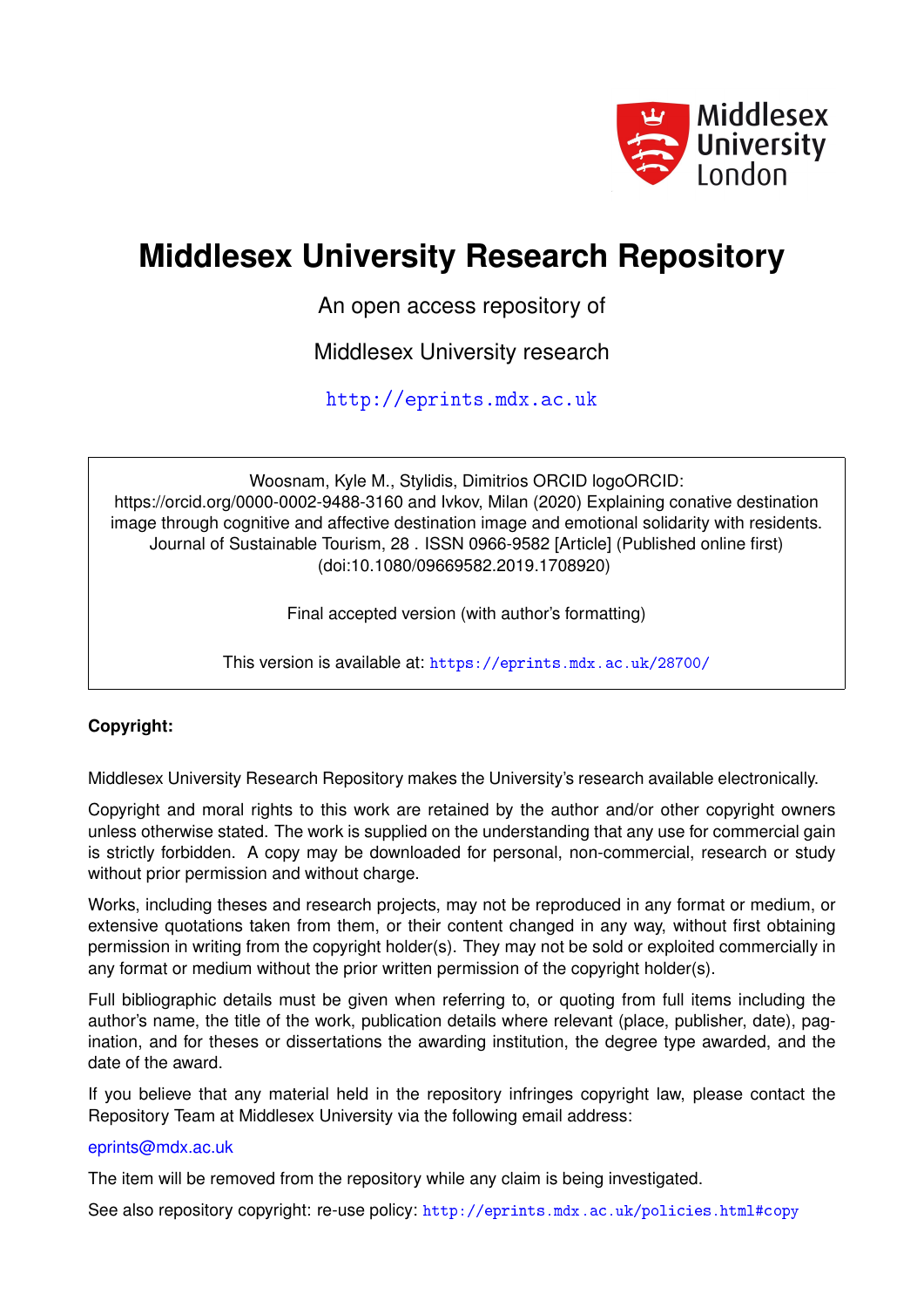Middlesex University London

# Middlesex University Research Repository

An open access repository of

Middlesex University research

http://eprints.mdx.ac.uk

Woosnam, Kyle M., Stylidis, Dimitrios ORCID logoORCID: https://orcid.org/0000-0002-9488-3160 and Ivkov, Milan (2020) Explaining conative destination image through cognitive and affective destination image and emotional solidarity with residents. Journal of Sustainable Tourism, 28 . ISSN 0966-9582 [Article] (Published online first) (doi:10.1080/09669582.2019.1708920)

Final accepted version (with author's formatting)

This version is available at: https://eprints.mdx.ac.uk/28700/

**Copyright:**

Middlesex University Research Repository makes the University's research available electronically.

Copyright and moral rights to this work are retained by the author and/or other copyright owners unless otherwise stated. The work is supplied on the understanding that any use for commercial gain is strictly forbidden. A copy may be downloaded for personal, non-commercial, research or study without prior permission and without charge.

Works, including theses and research projects, may not be reproduced in any format or medium, or extensive quotations taken from them, or their content changed in any way, without first obtaining permission in writing from the copyright holder(s). They may not be sold or exploited commercially in any format or medium without the prior written permission of the copyright holder(s).

Full bibliographic details must be given when referring to, or quoting from full items including the author's name, the title of the work, publication details where relevant (place, publisher, date), pagination, and for theses or dissertations the awarding institution, the degree type awarded, and the date of the award.

If you believe that any material held in the repository infringes copyright law, please contact the Repository Team at Middlesex University via the following email address:

eprints@mdx.ac.uk

The item will be removed from the repository while any claim is being investigated.

See also repository copyright: re-use policy: http://eprints.mdx.ac.uk/policies.html#copy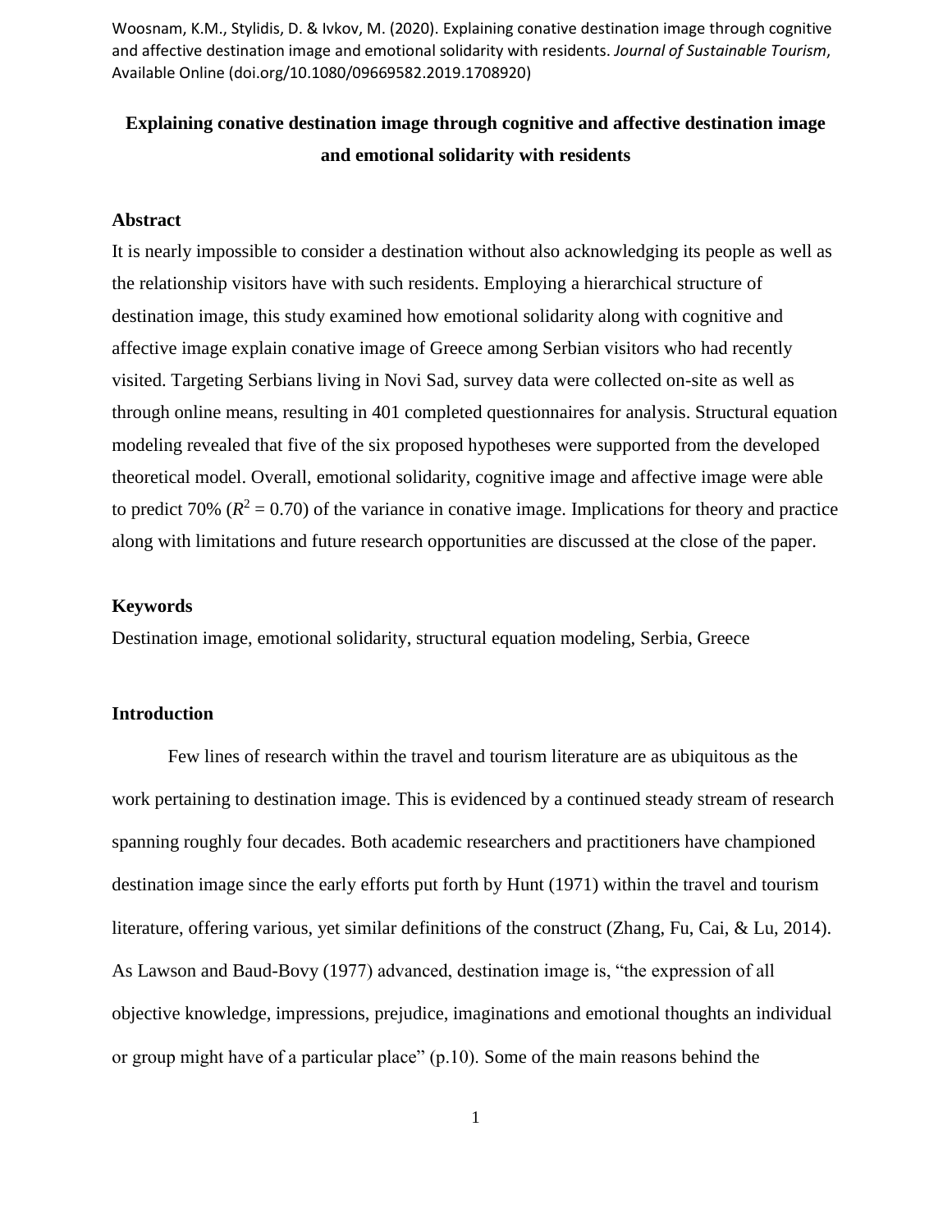Woosnam, K.M., Stylidis, D. & Ivkov, M. (2020). Explaining conative destination image through cognitive and affective destination image and emotional solidarity with residents. *Journal of Sustainable Tourism*, Available Online (doi.org/10.1080/09669582.2019.1708920)

# Explaining conative destination image through cognitive and affective destination image and emotional solidarity with residents

## Abstract

It is nearly impossible to consider a destination without also acknowledging its people as well as the relationship visitors have with such residents. Employing a hierarchical structure of destination image, this study examined how emotional solidarity along with cognitive and affective image explain conative image of Greece among Serbian visitors who had recently visited. Targeting Serbians living in Novi Sad, survey data were collected on-site as well as through online means, resulting in 401 completed questionnaires for analysis. Structural equation modeling revealed that five of the six proposed hypotheses were supported from the developed theoretical model. Overall, emotional solidarity, cognitive image and affective image were able to predict 70% ($R^2 = 0.70$) of the variance in conative image. Implications for theory and practice along with limitations and future research opportunities are discussed at the close of the paper.

## Keywords

Destination image, emotional solidarity, structural equation modeling, Serbia, Greece

## Introduction

Few lines of research within the travel and tourism literature are as ubiquitous as the work pertaining to destination image. This is evidenced by a continued steady stream of research spanning roughly four decades. Both academic researchers and practitioners have championed destination image since the early efforts put forth by Hunt (1971) within the travel and tourism literature, offering various, yet similar definitions of the construct (Zhang, Fu, Cai, & Lu, 2014). As Lawson and Baud-Bovy (1977) advanced, destination image is, "the expression of all objective knowledge, impressions, prejudice, imaginations and emotional thoughts an individual or group might have of a particular place" (p.10). Some of the main reasons behind the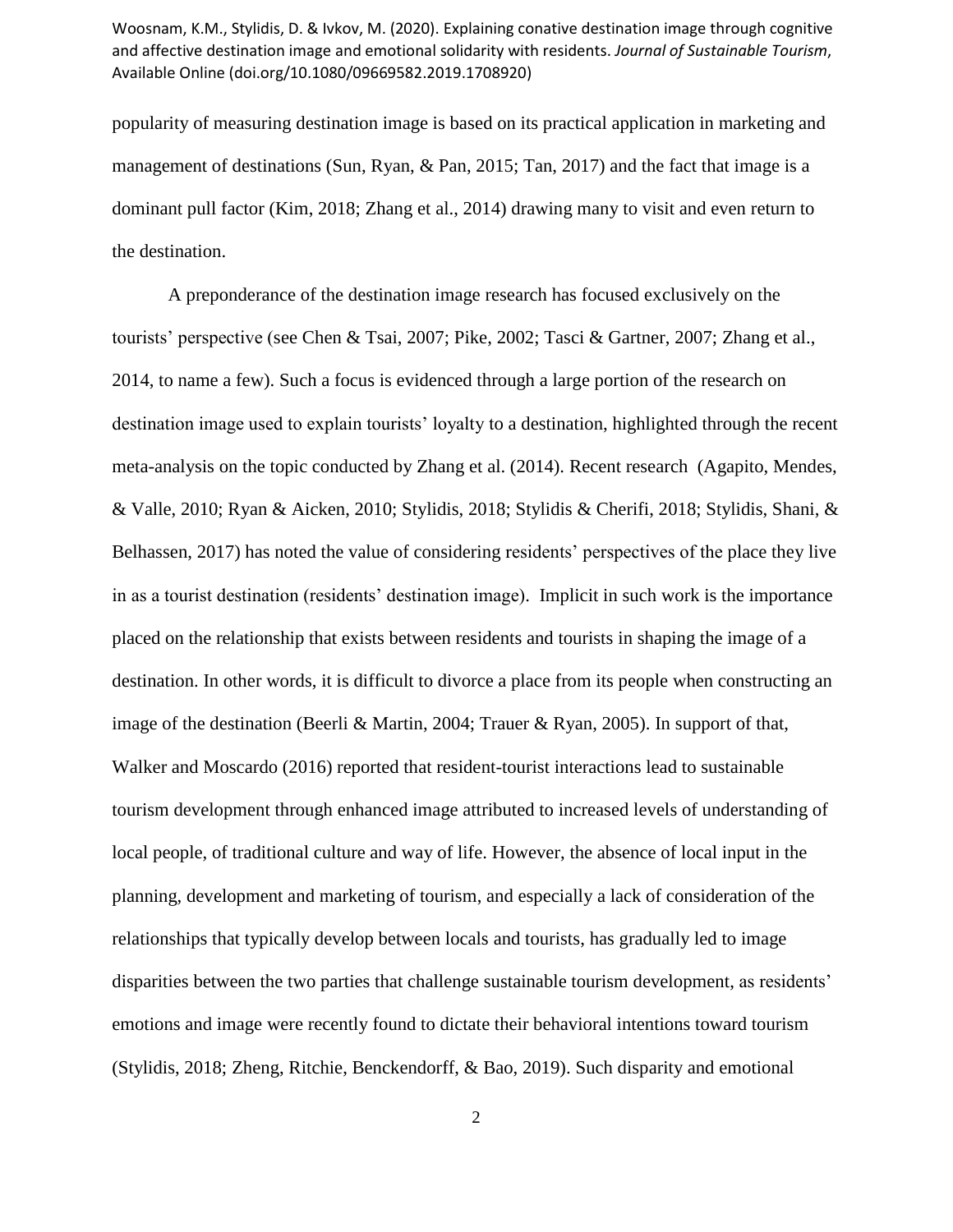popularity of measuring destination image is based on its practical application in marketing and management of destinations (Sun, Ryan, & Pan, 2015; Tan, 2017) and the fact that image is a dominant pull factor (Kim, 2018; Zhang et al., 2014) drawing many to visit and even return to the destination.

A preponderance of the destination image research has focused exclusively on the tourists' perspective (see Chen & Tsai, 2007; Pike, 2002; Tasci & Gartner, 2007; Zhang et al., 2014, to name a few). Such a focus is evidenced through a large portion of the research on destination image used to explain tourists' loyalty to a destination, highlighted through the recent meta-analysis on the topic conducted by Zhang et al. (2014). Recent research (Agapito, Mendes, & Valle, 2010; Ryan & Aicken, 2010; Stylidis, 2018; Stylidis & Cherifi, 2018; Stylidis, Shani, & Belhassen, 2017) has noted the value of considering residents' perspectives of the place they live in as a tourist destination (residents' destination image). Implicit in such work is the importance placed on the relationship that exists between residents and tourists in shaping the image of a destination. In other words, it is difficult to divorce a place from its people when constructing an image of the destination (Beerli & Martin, 2004; Trauer & Ryan, 2005). In support of that, Walker and Moscardo (2016) reported that resident-tourist interactions lead to sustainable tourism development through enhanced image attributed to increased levels of understanding of local people, of traditional culture and way of life. However, the absence of local input in the planning, development and marketing of tourism, and especially a lack of consideration of the relationships that typically develop between locals and tourists, has gradually led to image disparities between the two parties that challenge sustainable tourism development, as residents' emotions and image were recently found to dictate their behavioral intentions toward tourism (Stylidis, 2018; Zheng, Ritchie, Benckendorff, & Bao, 2019). Such disparity and emotional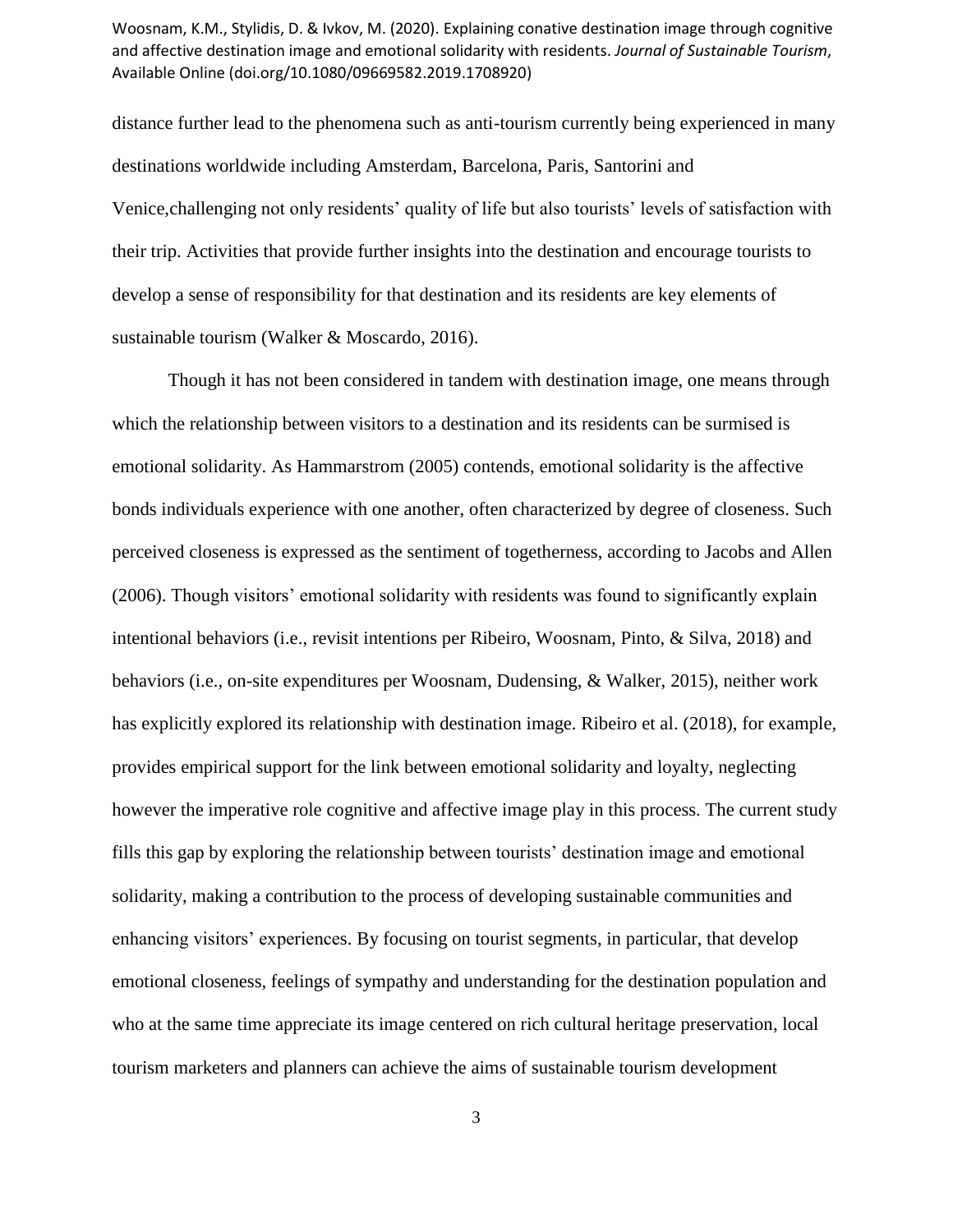distance further lead to the phenomena such as anti-tourism currently being experienced in many destinations worldwide including Amsterdam, Barcelona, Paris, Santorini and Venice,challenging not only residents' quality of life but also tourists' levels of satisfaction with their trip. Activities that provide further insights into the destination and encourage tourists to develop a sense of responsibility for that destination and its residents are key elements of sustainable tourism (Walker & Moscardo, 2016).

Though it has not been considered in tandem with destination image, one means through which the relationship between visitors to a destination and its residents can be surmised is emotional solidarity. As Hammarstrom (2005) contends, emotional solidarity is the affective bonds individuals experience with one another, often characterized by degree of closeness. Such perceived closeness is expressed as the sentiment of togetherness, according to Jacobs and Allen (2006). Though visitors' emotional solidarity with residents was found to significantly explain intentional behaviors (i.e., revisit intentions per Ribeiro, Woosnam, Pinto, & Silva, 2018) and behaviors (i.e., on-site expenditures per Woosnam, Dudensing, & Walker, 2015), neither work has explicitly explored its relationship with destination image. Ribeiro et al. (2018), for example, provides empirical support for the link between emotional solidarity and loyalty, neglecting however the imperative role cognitive and affective image play in this process. The current study fills this gap by exploring the relationship between tourists' destination image and emotional solidarity, making a contribution to the process of developing sustainable communities and enhancing visitors' experiences. By focusing on tourist segments, in particular, that develop emotional closeness, feelings of sympathy and understanding for the destination population and who at the same time appreciate its image centered on rich cultural heritage preservation, local tourism marketers and planners can achieve the aims of sustainable tourism development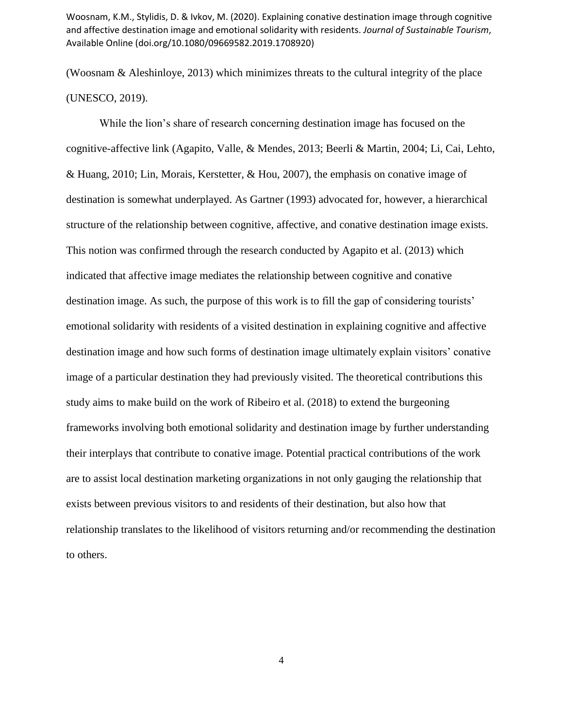(Woosnam & Aleshinloye, 2013) which minimizes threats to the cultural integrity of the place (UNESCO, 2019).

While the lion's share of research concerning destination image has focused on the cognitive-affective link (Agapito, Valle, & Mendes, 2013; Beerli & Martin, 2004; Li, Cai, Lehto, & Huang, 2010; Lin, Morais, Kerstetter, & Hou, 2007), the emphasis on conative image of destination is somewhat underplayed. As Gartner (1993) advocated for, however, a hierarchical structure of the relationship between cognitive, affective, and conative destination image exists. This notion was confirmed through the research conducted by Agapito et al. (2013) which indicated that affective image mediates the relationship between cognitive and conative destination image. As such, the purpose of this work is to fill the gap of considering tourists' emotional solidarity with residents of a visited destination in explaining cognitive and affective destination image and how such forms of destination image ultimately explain visitors' conative image of a particular destination they had previously visited. The theoretical contributions this study aims to make build on the work of Ribeiro et al. (2018) to extend the burgeoning frameworks involving both emotional solidarity and destination image by further understanding their interplays that contribute to conative image. Potential practical contributions of the work are to assist local destination marketing organizations in not only gauging the relationship that exists between previous visitors to and residents of their destination, but also how that relationship translates to the likelihood of visitors returning and/or recommending the destination to others.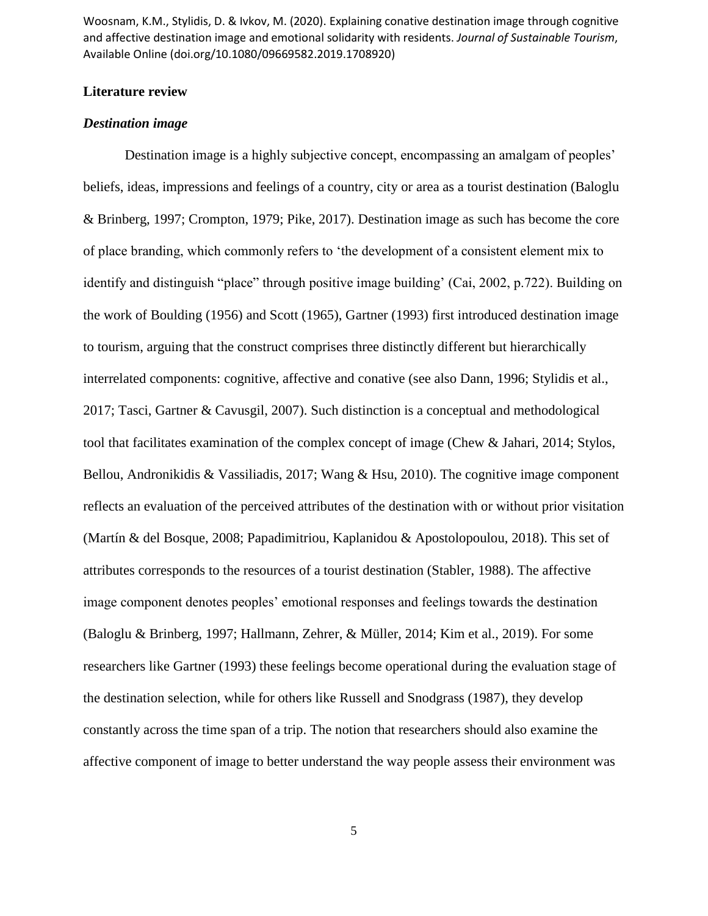## Literature review

### *Destination image*

Destination image is a highly subjective concept, encompassing an amalgam of peoples' beliefs, ideas, impressions and feelings of a country, city or area as a tourist destination (Baloglu & Brinberg, 1997; Crompton, 1979; Pike, 2017). Destination image as such has become the core of place branding, which commonly refers to 'the development of a consistent element mix to identify and distinguish "place" through positive image building' (Cai, 2002, p.722). Building on the work of Boulding (1956) and Scott (1965), Gartner (1993) first introduced destination image to tourism, arguing that the construct comprises three distinctly different but hierarchically interrelated components: cognitive, affective and conative (see also Dann, 1996; Stylidis et al., 2017; Tasci, Gartner & Cavusgil, 2007). Such distinction is a conceptual and methodological tool that facilitates examination of the complex concept of image (Chew & Jahari, 2014; Stylos, Bellou, Andronikidis & Vassiliadis, 2017; Wang & Hsu, 2010). The cognitive image component reflects an evaluation of the perceived attributes of the destination with or without prior visitation (Martín & del Bosque, 2008; Papadimitriou, Kaplanidou & Apostolopoulou, 2018). This set of attributes corresponds to the resources of a tourist destination (Stabler, 1988). The affective image component denotes peoples' emotional responses and feelings towards the destination (Baloglu & Brinberg, 1997; Hallmann, Zehrer, & Müller, 2014; Kim et al., 2019). For some researchers like Gartner (1993) these feelings become operational during the evaluation stage of the destination selection, while for others like Russell and Snodgrass (1987), they develop constantly across the time span of a trip. The notion that researchers should also examine the affective component of image to better understand the way people assess their environment was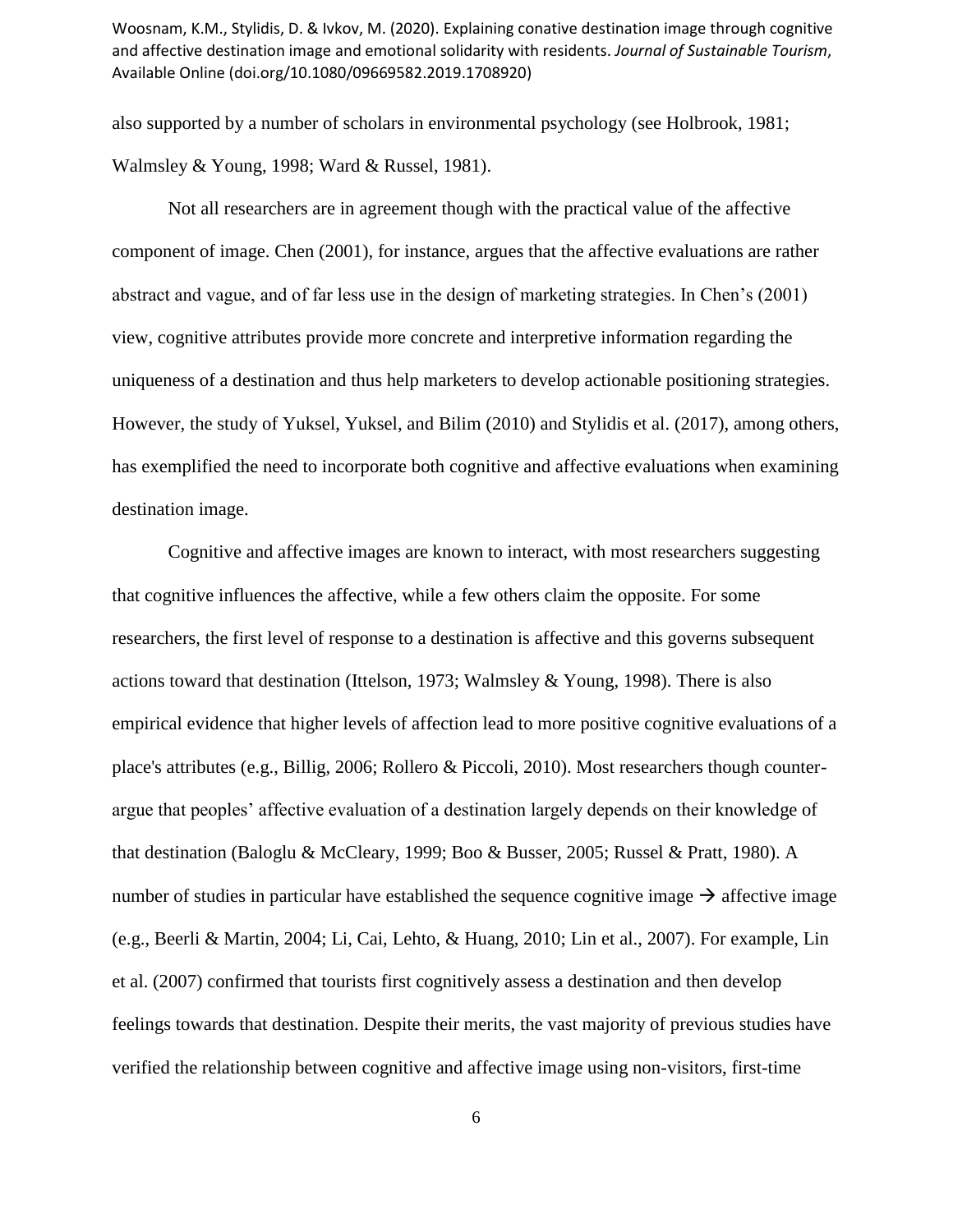also supported by a number of scholars in environmental psychology (see Holbrook, 1981; Walmsley & Young, 1998; Ward & Russel, 1981).

Not all researchers are in agreement though with the practical value of the affective component of image. Chen (2001), for instance, argues that the affective evaluations are rather abstract and vague, and of far less use in the design of marketing strategies. In Chen's (2001) view, cognitive attributes provide more concrete and interpretive information regarding the uniqueness of a destination and thus help marketers to develop actionable positioning strategies. However, the study of Yuksel, Yuksel, and Bilim (2010) and Stylidis et al. (2017), among others, has exemplified the need to incorporate both cognitive and affective evaluations when examining destination image.

Cognitive and affective images are known to interact, with most researchers suggesting that cognitive influences the affective, while a few others claim the opposite. For some researchers, the first level of response to a destination is affective and this governs subsequent actions toward that destination (Ittelson, 1973; Walmsley & Young, 1998). There is also empirical evidence that higher levels of affection lead to more positive cognitive evaluations of a place's attributes (e.g., Billig, 2006; Rollero & Piccoli, 2010). Most researchers though counter-argue that peoples' affective evaluation of a destination largely depends on their knowledge of that destination (Baloglu & McCleary, 1999; Boo & Busser, 2005; Russel & Pratt, 1980). A number of studies in particular have established the sequence cognitive image → affective image (e.g., Beerli & Martin, 2004; Li, Cai, Lehto, & Huang, 2010; Lin et al., 2007). For example, Lin et al. (2007) confirmed that tourists first cognitively assess a destination and then develop feelings towards that destination. Despite their merits, the vast majority of previous studies have verified the relationship between cognitive and affective image using non-visitors, first-time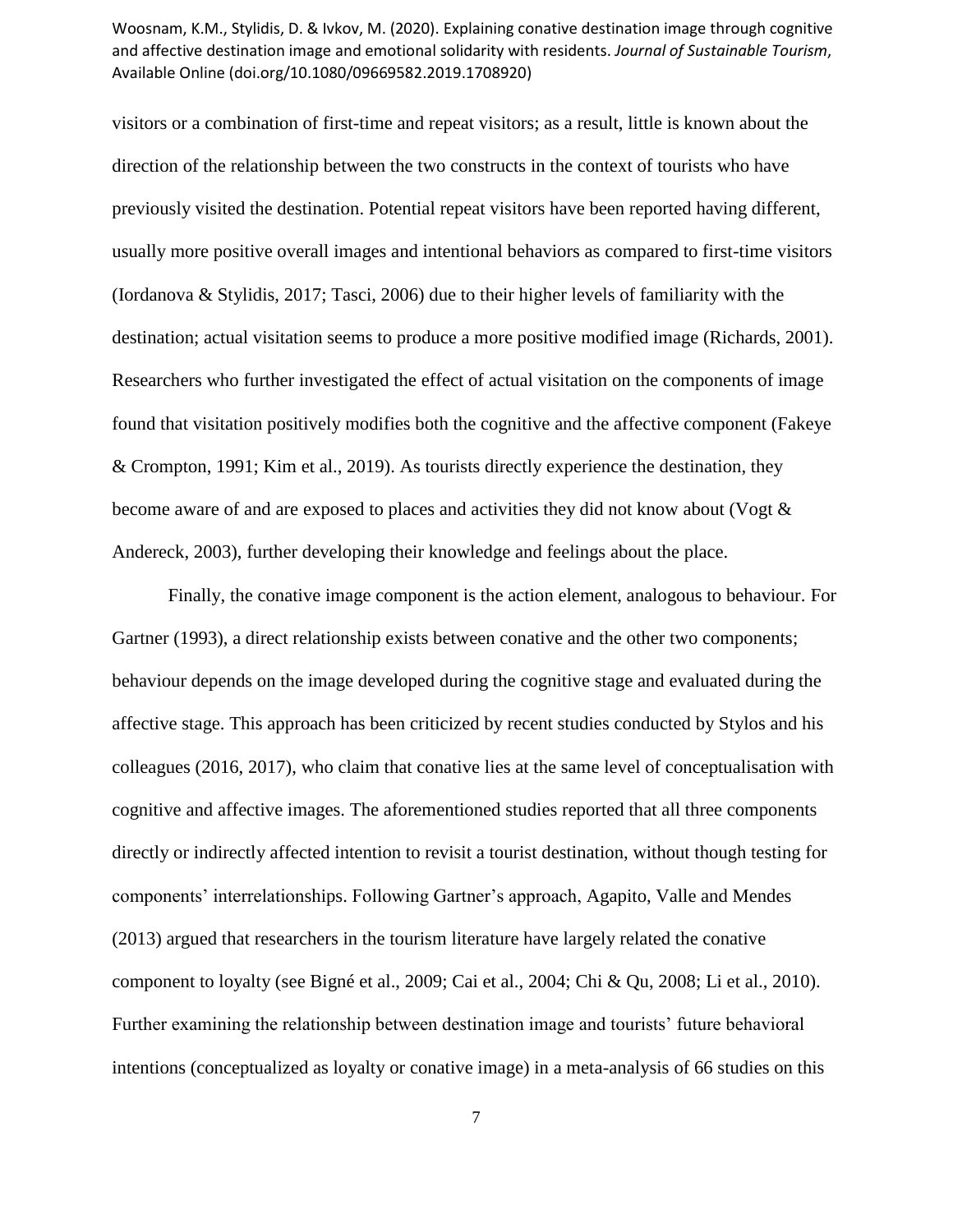visitors or a combination of first-time and repeat visitors; as a result, little is known about the direction of the relationship between the two constructs in the context of tourists who have previously visited the destination. Potential repeat visitors have been reported having different, usually more positive overall images and intentional behaviors as compared to first-time visitors (Iordanova & Stylidis, 2017; Tasci, 2006) due to their higher levels of familiarity with the destination; actual visitation seems to produce a more positive modified image (Richards, 2001). Researchers who further investigated the effect of actual visitation on the components of image found that visitation positively modifies both the cognitive and the affective component (Fakeye & Crompton, 1991; Kim et al., 2019). As tourists directly experience the destination, they become aware of and are exposed to places and activities they did not know about (Vogt & Andereck, 2003), further developing their knowledge and feelings about the place.

Finally, the conative image component is the action element, analogous to behaviour. For Gartner (1993), a direct relationship exists between conative and the other two components; behaviour depends on the image developed during the cognitive stage and evaluated during the affective stage. This approach has been criticized by recent studies conducted by Stylos and his colleagues (2016, 2017), who claim that conative lies at the same level of conceptualisation with cognitive and affective images. The aforementioned studies reported that all three components directly or indirectly affected intention to revisit a tourist destination, without though testing for components' interrelationships. Following Gartner's approach, Agapito, Valle and Mendes (2013) argued that researchers in the tourism literature have largely related the conative component to loyalty (see Bigné et al., 2009; Cai et al., 2004; Chi & Qu, 2008; Li et al., 2010). Further examining the relationship between destination image and tourists' future behavioral intentions (conceptualized as loyalty or conative image) in a meta-analysis of 66 studies on this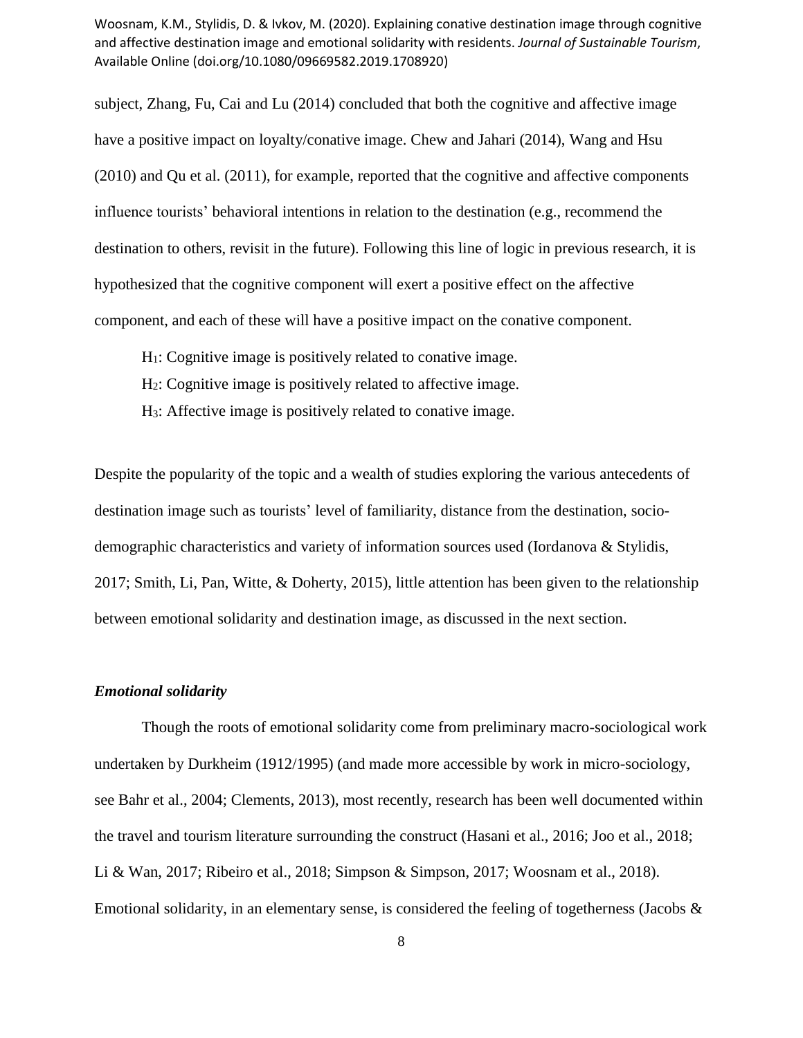subject, Zhang, Fu, Cai and Lu (2014) concluded that both the cognitive and affective image have a positive impact on loyalty/conative image. Chew and Jahari (2014), Wang and Hsu (2010) and Qu et al. (2011), for example, reported that the cognitive and affective components influence tourists' behavioral intentions in relation to the destination (e.g., recommend the destination to others, revisit in the future). Following this line of logic in previous research, it is hypothesized that the cognitive component will exert a positive effect on the affective component, and each of these will have a positive impact on the conative component.

$H_1$: Cognitive image is positively related to conative image.

$H_2$: Cognitive image is positively related to affective image.

$H_3$: Affective image is positively related to conative image.

Despite the popularity of the topic and a wealth of studies exploring the various antecedents of destination image such as tourists' level of familiarity, distance from the destination, socio-demographic characteristics and variety of information sources used (Iordanova & Stylidis, 2017; Smith, Li, Pan, Witte, & Doherty, 2015), little attention has been given to the relationship between emotional solidarity and destination image, as discussed in the next section.

### *Emotional solidarity*

Though the roots of emotional solidarity come from preliminary macro-sociological work undertaken by Durkheim (1912/1995) (and made more accessible by work in micro-sociology, see Bahr et al., 2004; Clements, 2013), most recently, research has been well documented within the travel and tourism literature surrounding the construct (Hasani et al., 2016; Joo et al., 2018; Li & Wan, 2017; Ribeiro et al., 2018; Simpson & Simpson, 2017; Woosnam et al., 2018). Emotional solidarity, in an elementary sense, is considered the feeling of togetherness (Jacobs &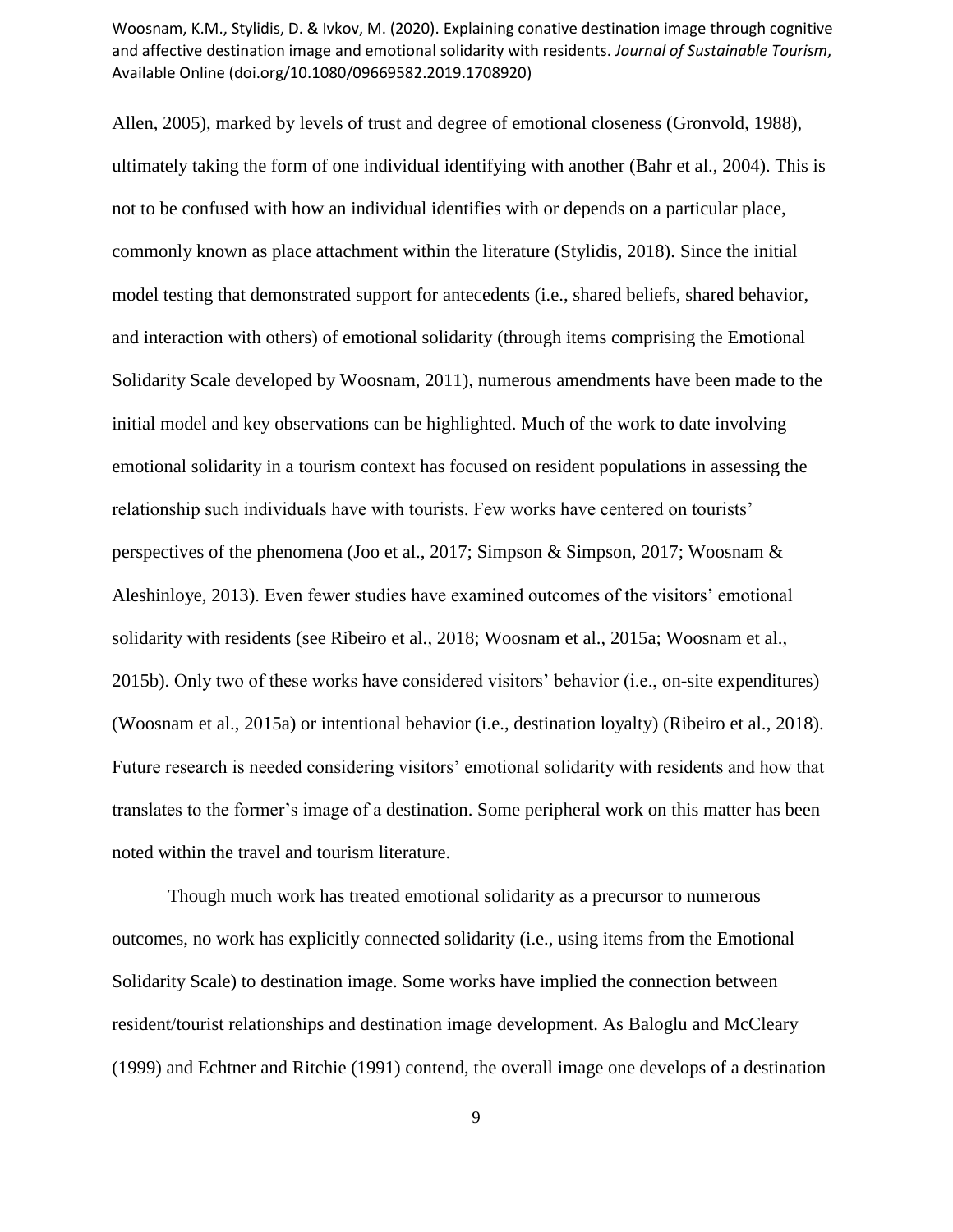Allen, 2005), marked by levels of trust and degree of emotional closeness (Gronvold, 1988), ultimately taking the form of one individual identifying with another (Bahr et al., 2004). This is not to be confused with how an individual identifies with or depends on a particular place, commonly known as place attachment within the literature (Stylidis, 2018). Since the initial model testing that demonstrated support for antecedents (i.e., shared beliefs, shared behavior, and interaction with others) of emotional solidarity (through items comprising the Emotional Solidarity Scale developed by Woosnam, 2011), numerous amendments have been made to the initial model and key observations can be highlighted. Much of the work to date involving emotional solidarity in a tourism context has focused on resident populations in assessing the relationship such individuals have with tourists. Few works have centered on tourists' perspectives of the phenomena (Joo et al., 2017; Simpson & Simpson, 2017; Woosnam & Aleshinloye, 2013). Even fewer studies have examined outcomes of the visitors' emotional solidarity with residents (see Ribeiro et al., 2018; Woosnam et al., 2015a; Woosnam et al., 2015b). Only two of these works have considered visitors' behavior (i.e., on-site expenditures) (Woosnam et al., 2015a) or intentional behavior (i.e., destination loyalty) (Ribeiro et al., 2018). Future research is needed considering visitors' emotional solidarity with residents and how that translates to the former's image of a destination. Some peripheral work on this matter has been noted within the travel and tourism literature.

Though much work has treated emotional solidarity as a precursor to numerous outcomes, no work has explicitly connected solidarity (i.e., using items from the Emotional Solidarity Scale) to destination image. Some works have implied the connection between resident/tourist relationships and destination image development. As Baloglu and McCleary (1999) and Echtner and Ritchie (1991) contend, the overall image one develops of a destination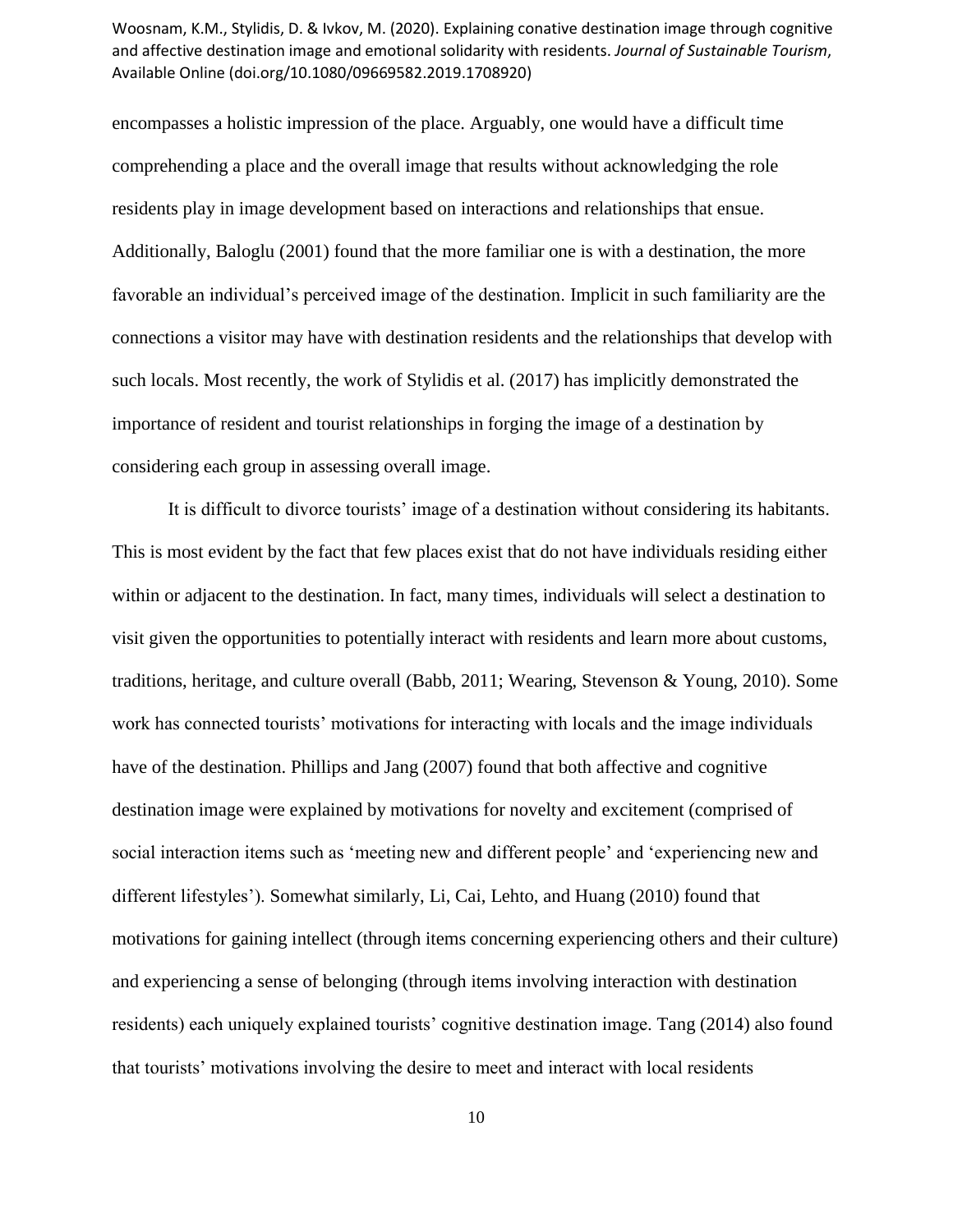encompasses a holistic impression of the place. Arguably, one would have a difficult time comprehending a place and the overall image that results without acknowledging the role residents play in image development based on interactions and relationships that ensue. Additionally, Baloglu (2001) found that the more familiar one is with a destination, the more favorable an individual's perceived image of the destination. Implicit in such familiarity are the connections a visitor may have with destination residents and the relationships that develop with such locals. Most recently, the work of Stylidis et al. (2017) has implicitly demonstrated the importance of resident and tourist relationships in forging the image of a destination by considering each group in assessing overall image.

It is difficult to divorce tourists' image of a destination without considering its habitants. This is most evident by the fact that few places exist that do not have individuals residing either within or adjacent to the destination. In fact, many times, individuals will select a destination to visit given the opportunities to potentially interact with residents and learn more about customs, traditions, heritage, and culture overall (Babb, 2011; Wearing, Stevenson & Young, 2010). Some work has connected tourists' motivations for interacting with locals and the image individuals have of the destination. Phillips and Jang (2007) found that both affective and cognitive destination image were explained by motivations for novelty and excitement (comprised of social interaction items such as 'meeting new and different people' and 'experiencing new and different lifestyles'). Somewhat similarly, Li, Cai, Lehto, and Huang (2010) found that motivations for gaining intellect (through items concerning experiencing others and their culture) and experiencing a sense of belonging (through items involving interaction with destination residents) each uniquely explained tourists' cognitive destination image. Tang (2014) also found that tourists' motivations involving the desire to meet and interact with local residents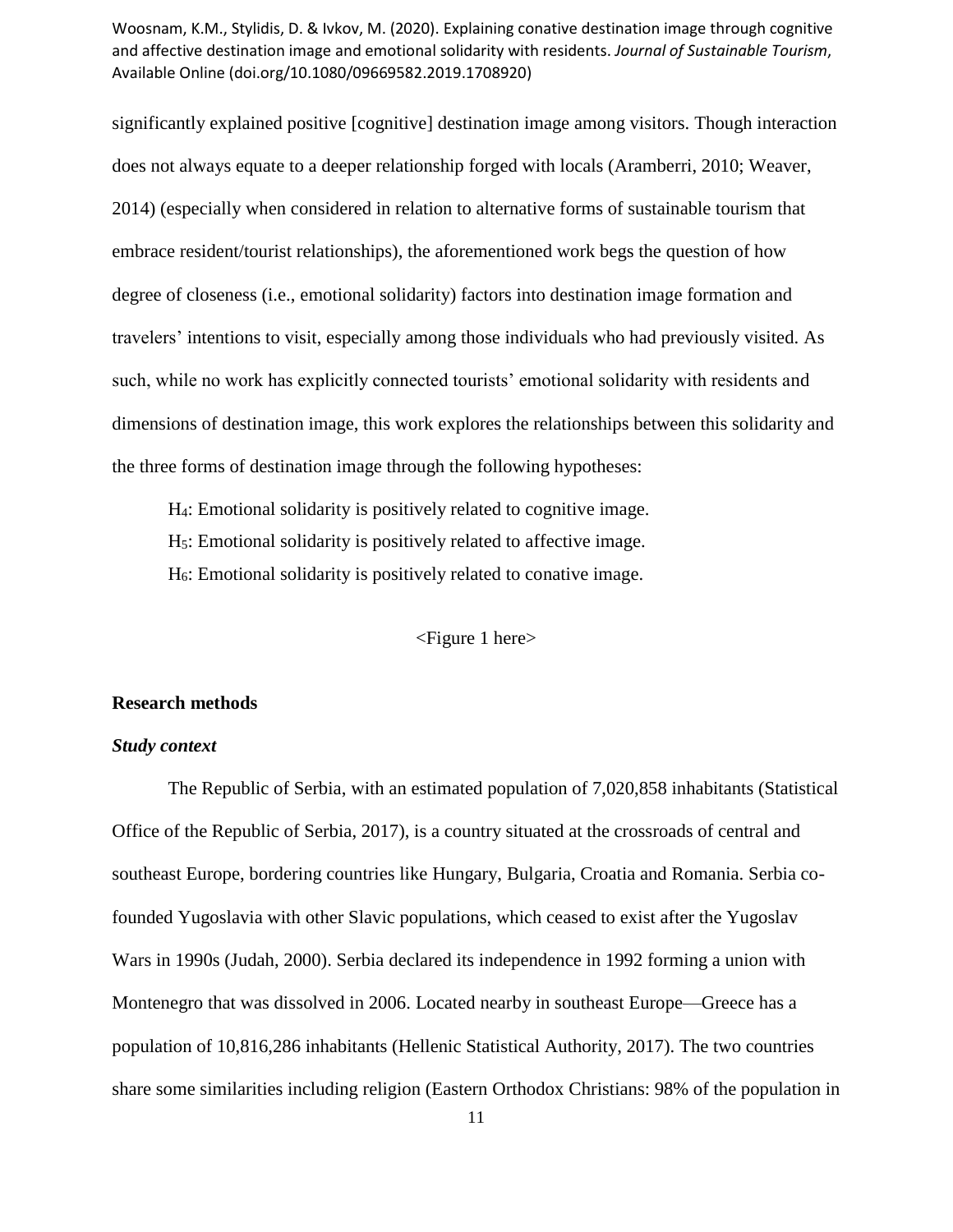significantly explained positive [cognitive] destination image among visitors. Though interaction does not always equate to a deeper relationship forged with locals (Aramberri, 2010; Weaver, 2014) (especially when considered in relation to alternative forms of sustainable tourism that embrace resident/tourist relationships), the aforementioned work begs the question of how degree of closeness (i.e., emotional solidarity) factors into destination image formation and travelers' intentions to visit, especially among those individuals who had previously visited. As such, while no work has explicitly connected tourists' emotional solidarity with residents and dimensions of destination image, this work explores the relationships between this solidarity and the three forms of destination image through the following hypotheses:

$H_4$: Emotional solidarity is positively related to cognitive image.

$H_5$: Emotional solidarity is positively related to affective image.

$H_6$: Emotional solidarity is positively related to conative image.

<Figure 1 here>

## Research methods

### *Study context*

The Republic of Serbia, with an estimated population of 7,020,858 inhabitants (Statistical Office of the Republic of Serbia, 2017), is a country situated at the crossroads of central and southeast Europe, bordering countries like Hungary, Bulgaria, Croatia and Romania. Serbia co-founded Yugoslavia with other Slavic populations, which ceased to exist after the Yugoslav Wars in 1990s (Judah, 2000). Serbia declared its independence in 1992 forming a union with Montenegro that was dissolved in 2006. Located nearby in southeast Europe—Greece has a population of 10,816,286 inhabitants (Hellenic Statistical Authority, 2017). The two countries share some similarities including religion (Eastern Orthodox Christians: 98% of the population in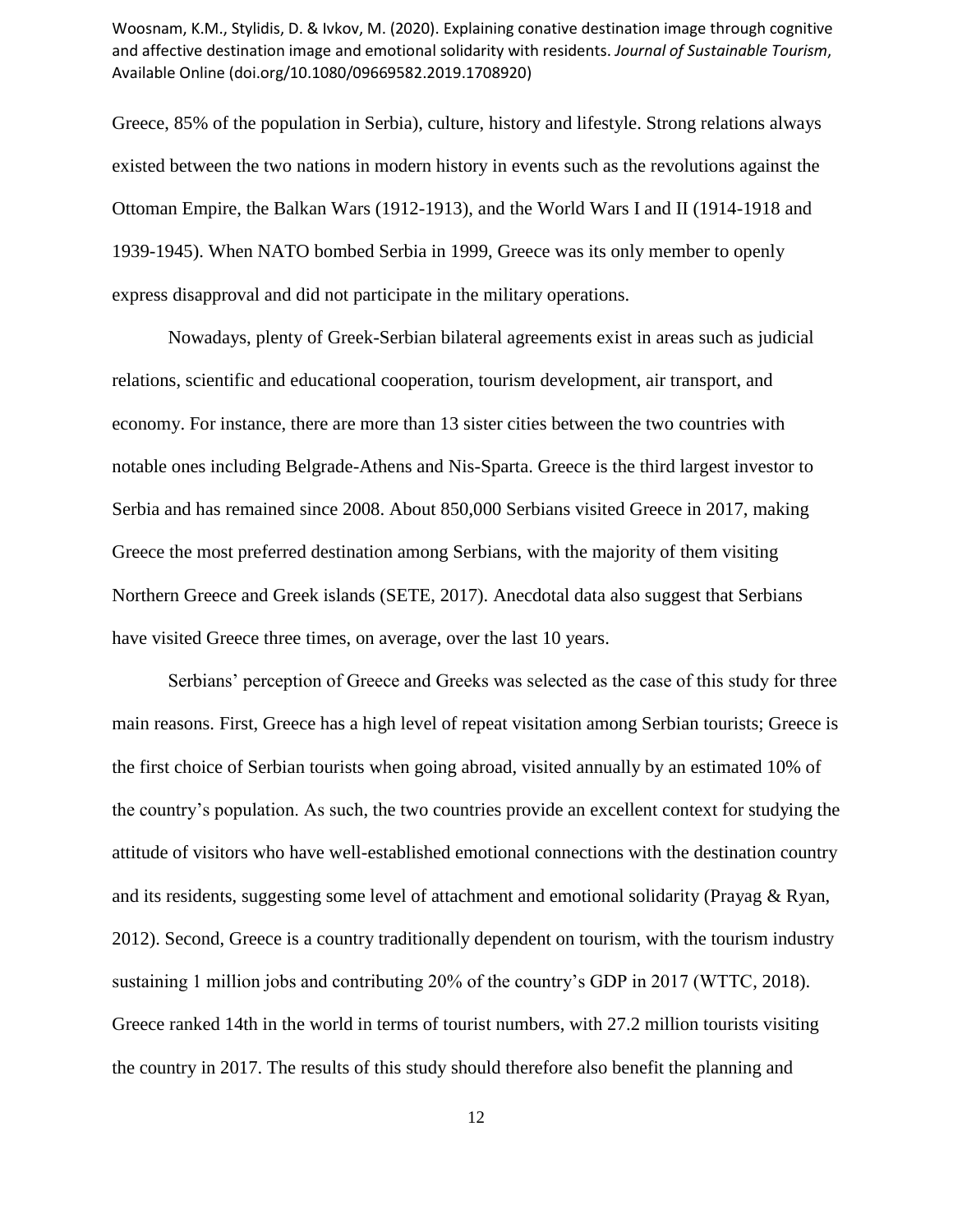Greece, 85% of the population in Serbia), culture, history and lifestyle. Strong relations always existed between the two nations in modern history in events such as the revolutions against the Ottoman Empire, the Balkan Wars (1912-1913), and the World Wars I and II (1914-1918 and 1939-1945). When NATO bombed Serbia in 1999, Greece was its only member to openly express disapproval and did not participate in the military operations.

Nowadays, plenty of Greek-Serbian bilateral agreements exist in areas such as judicial relations, scientific and educational cooperation, tourism development, air transport, and economy. For instance, there are more than 13 sister cities between the two countries with notable ones including Belgrade-Athens and Nis-Sparta. Greece is the third largest investor to Serbia and has remained since 2008. About 850,000 Serbians visited Greece in 2017, making Greece the most preferred destination among Serbians, with the majority of them visiting Northern Greece and Greek islands (SETE, 2017). Anecdotal data also suggest that Serbians have visited Greece three times, on average, over the last 10 years.

Serbians' perception of Greece and Greeks was selected as the case of this study for three main reasons. First, Greece has a high level of repeat visitation among Serbian tourists; Greece is the first choice of Serbian tourists when going abroad, visited annually by an estimated 10% of the country's population. As such, the two countries provide an excellent context for studying the attitude of visitors who have well-established emotional connections with the destination country and its residents, suggesting some level of attachment and emotional solidarity (Prayag & Ryan, 2012). Second, Greece is a country traditionally dependent on tourism, with the tourism industry sustaining 1 million jobs and contributing 20% of the country's GDP in 2017 (WTTC, 2018). Greece ranked 14th in the world in terms of tourist numbers, with 27.2 million tourists visiting the country in 2017. The results of this study should therefore also benefit the planning and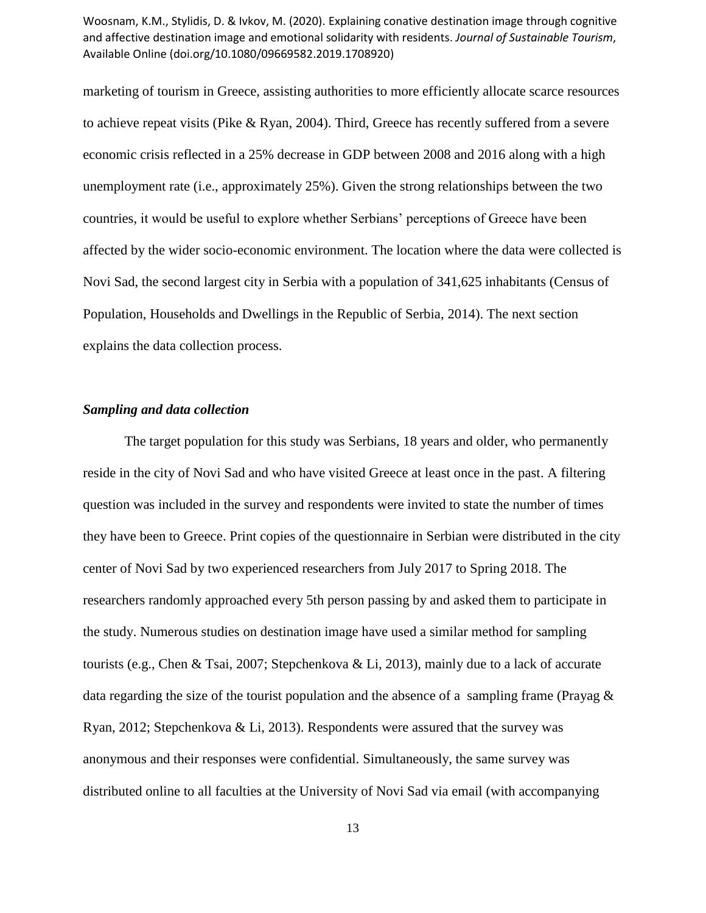marketing of tourism in Greece, assisting authorities to more efficiently allocate scarce resources to achieve repeat visits (Pike & Ryan, 2004). Third, Greece has recently suffered from a severe economic crisis reflected in a 25% decrease in GDP between 2008 and 2016 along with a high unemployment rate (i.e., approximately 25%). Given the strong relationships between the two countries, it would be useful to explore whether Serbians' perceptions of Greece have been affected by the wider socio-economic environment. The location where the data were collected is Novi Sad, the second largest city in Serbia with a population of 341,625 inhabitants (Census of Population, Households and Dwellings in the Republic of Serbia, 2014). The next section explains the data collection process.

### *Sampling and data collection*

The target population for this study was Serbians, 18 years and older, who permanently reside in the city of Novi Sad and who have visited Greece at least once in the past. A filtering question was included in the survey and respondents were invited to state the number of times they have been to Greece. Print copies of the questionnaire in Serbian were distributed in the city center of Novi Sad by two experienced researchers from July 2017 to Spring 2018. The researchers randomly approached every 5th person passing by and asked them to participate in the study. Numerous studies on destination image have used a similar method for sampling tourists (e.g., Chen & Tsai, 2007; Stepchenkova & Li, 2013), mainly due to a lack of accurate data regarding the size of the tourist population and the absence of a sampling frame (Prayag & Ryan, 2012; Stepchenkova & Li, 2013). Respondents were assured that the survey was anonymous and their responses were confidential. Simultaneously, the same survey was distributed online to all faculties at the University of Novi Sad via email (with accompanying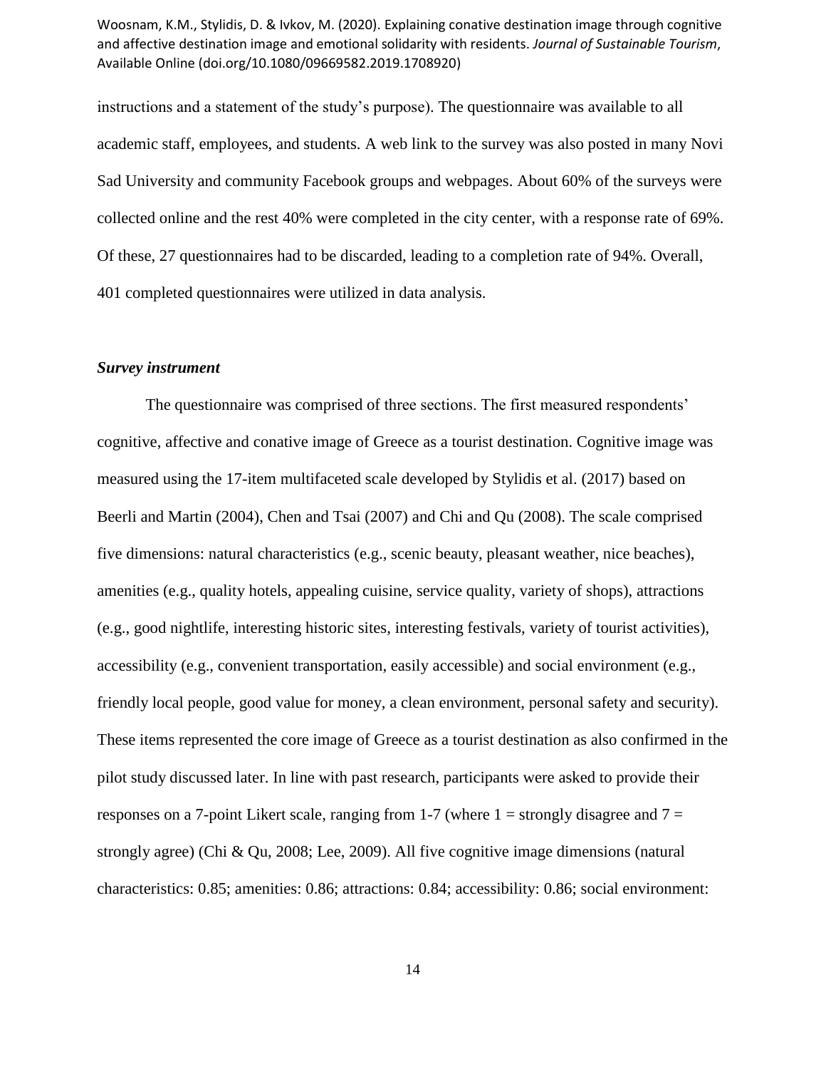instructions and a statement of the study's purpose). The questionnaire was available to all academic staff, employees, and students. A web link to the survey was also posted in many Novi Sad University and community Facebook groups and webpages. About 60% of the surveys were collected online and the rest 40% were completed in the city center, with a response rate of 69%. Of these, 27 questionnaires had to be discarded, leading to a completion rate of 94%. Overall, 401 completed questionnaires were utilized in data analysis.

### *Survey instrument*

The questionnaire was comprised of three sections. The first measured respondents' cognitive, affective and conative image of Greece as a tourist destination. Cognitive image was measured using the 17-item multifaceted scale developed by Stylidis et al. (2017) based on Beerli and Martin (2004), Chen and Tsai (2007) and Chi and Qu (2008). The scale comprised five dimensions: natural characteristics (e.g., scenic beauty, pleasant weather, nice beaches), amenities (e.g., quality hotels, appealing cuisine, service quality, variety of shops), attractions (e.g., good nightlife, interesting historic sites, interesting festivals, variety of tourist activities), accessibility (e.g., convenient transportation, easily accessible) and social environment (e.g., friendly local people, good value for money, a clean environment, personal safety and security). These items represented the core image of Greece as a tourist destination as also confirmed in the pilot study discussed later. In line with past research, participants were asked to provide their responses on a 7-point Likert scale, ranging from 1-7 (where 1 = strongly disagree and 7 = strongly agree) (Chi & Qu, 2008; Lee, 2009). All five cognitive image dimensions (natural characteristics: 0.85; amenities: 0.86; attractions: 0.84; accessibility: 0.86; social environment: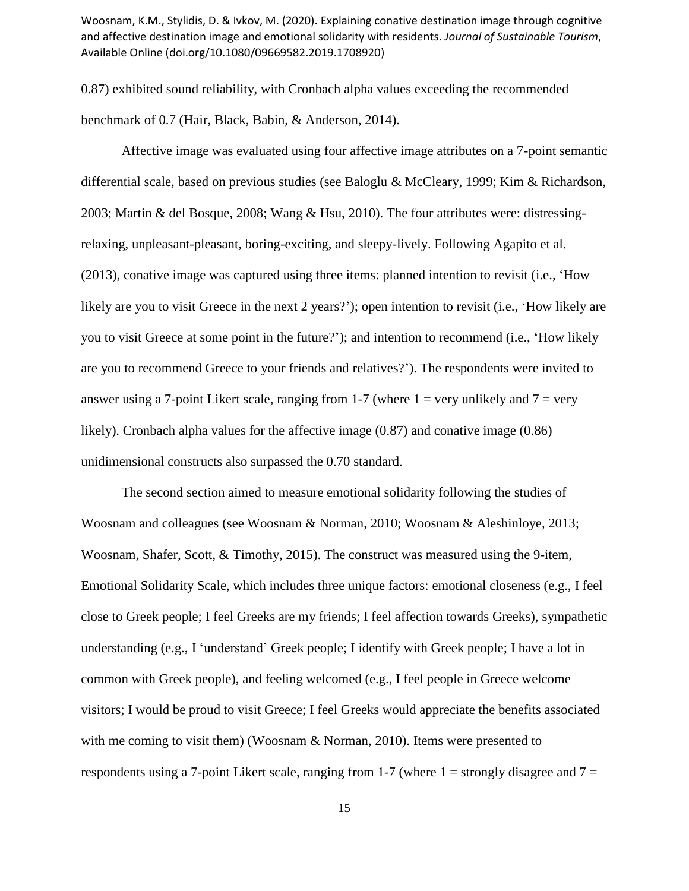0.87) exhibited sound reliability, with Cronbach alpha values exceeding the recommended benchmark of 0.7 (Hair, Black, Babin, & Anderson, 2014).

Affective image was evaluated using four affective image attributes on a 7-point semantic differential scale, based on previous studies (see Baloglu & McCleary, 1999; Kim & Richardson, 2003; Martin & del Bosque, 2008; Wang & Hsu, 2010). The four attributes were: distressing-relaxing, unpleasant-pleasant, boring-exciting, and sleepy-lively. Following Agapito et al. (2013), conative image was captured using three items: planned intention to revisit (i.e., 'How likely are you to visit Greece in the next 2 years?'); open intention to revisit (i.e., 'How likely are you to visit Greece at some point in the future?'); and intention to recommend (i.e., 'How likely are you to recommend Greece to your friends and relatives?'). The respondents were invited to answer using a 7-point Likert scale, ranging from 1-7 (where 1 = very unlikely and 7 = very likely). Cronbach alpha values for the affective image (0.87) and conative image (0.86) unidimensional constructs also surpassed the 0.70 standard.

The second section aimed to measure emotional solidarity following the studies of Woosnam and colleagues (see Woosnam & Norman, 2010; Woosnam & Aleshinloye, 2013; Woosnam, Shafer, Scott, & Timothy, 2015). The construct was measured using the 9-item, Emotional Solidarity Scale, which includes three unique factors: emotional closeness (e.g., I feel close to Greek people; I feel Greeks are my friends; I feel affection towards Greeks), sympathetic understanding (e.g., I 'understand' Greek people; I identify with Greek people; I have a lot in common with Greek people), and feeling welcomed (e.g., I feel people in Greece welcome visitors; I would be proud to visit Greece; I feel Greeks would appreciate the benefits associated with me coming to visit them) (Woosnam & Norman, 2010). Items were presented to respondents using a 7-point Likert scale, ranging from 1-7 (where 1 = strongly disagree and 7 =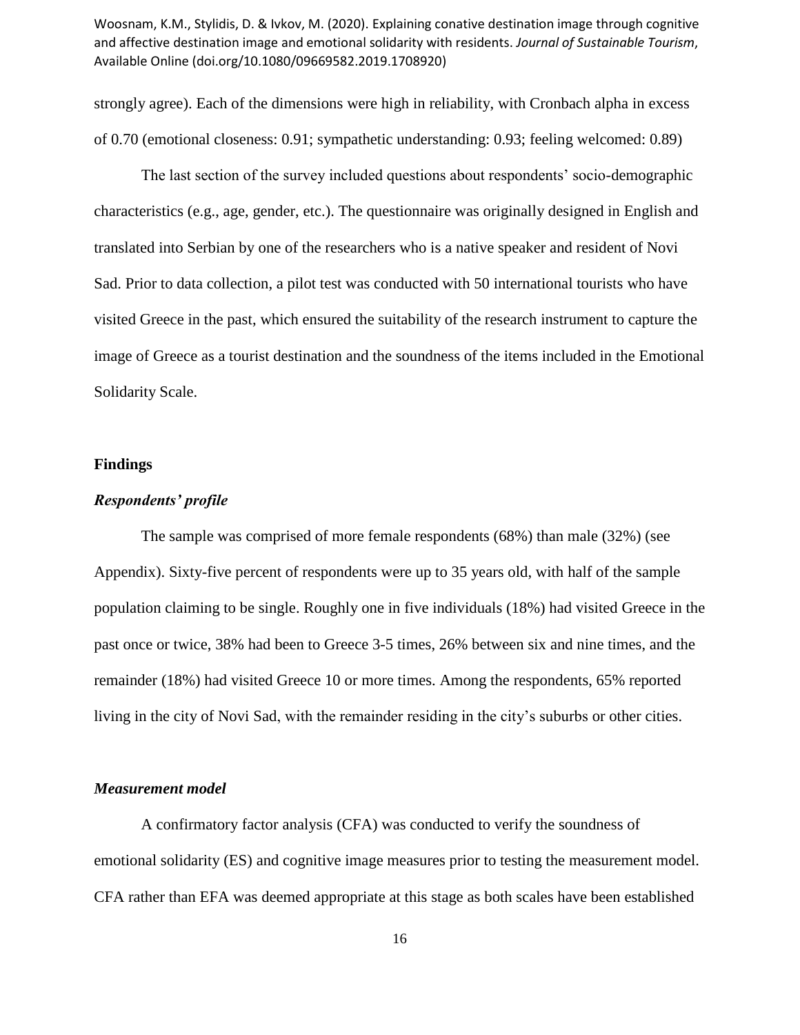strongly agree). Each of the dimensions were high in reliability, with Cronbach alpha in excess of 0.70 (emotional closeness: 0.91; sympathetic understanding: 0.93; feeling welcomed: 0.89)

The last section of the survey included questions about respondents' socio-demographic characteristics (e.g., age, gender, etc.). The questionnaire was originally designed in English and translated into Serbian by one of the researchers who is a native speaker and resident of Novi Sad. Prior to data collection, a pilot test was conducted with 50 international tourists who have visited Greece in the past, which ensured the suitability of the research instrument to capture the image of Greece as a tourist destination and the soundness of the items included in the Emotional Solidarity Scale.

## Findings

### *Respondents' profile*

The sample was comprised of more female respondents (68%) than male (32%) (see Appendix). Sixty-five percent of respondents were up to 35 years old, with half of the sample population claiming to be single. Roughly one in five individuals (18%) had visited Greece in the past once or twice, 38% had been to Greece 3-5 times, 26% between six and nine times, and the remainder (18%) had visited Greece 10 or more times. Among the respondents, 65% reported living in the city of Novi Sad, with the remainder residing in the city's suburbs or other cities.

### *Measurement model*

A confirmatory factor analysis (CFA) was conducted to verify the soundness of emotional solidarity (ES) and cognitive image measures prior to testing the measurement model. CFA rather than EFA was deemed appropriate at this stage as both scales have been established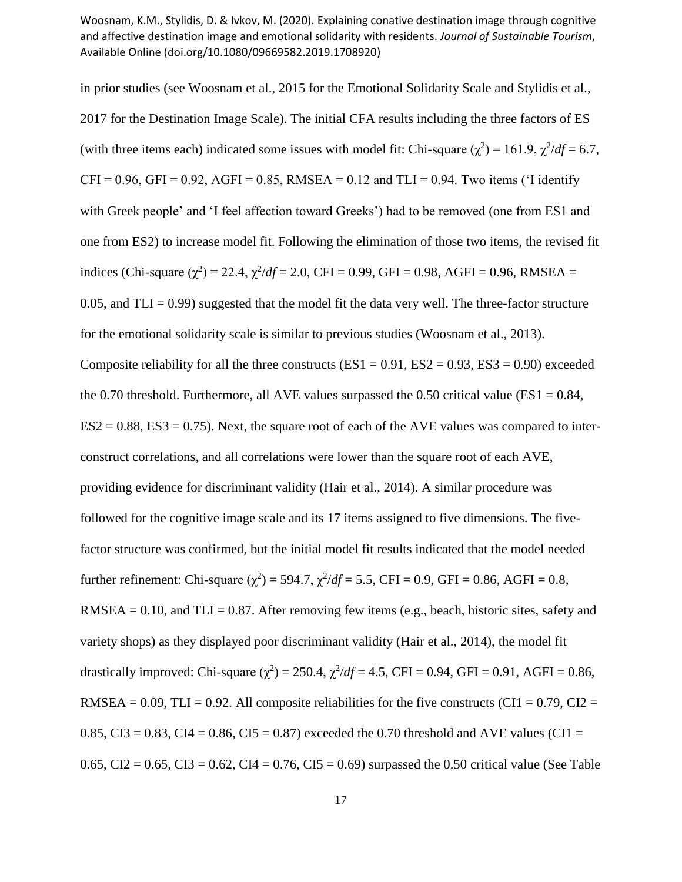in prior studies (see Woosnam et al., 2015 for the Emotional Solidarity Scale and Stylidis et al., 2017 for the Destination Image Scale). The initial CFA results including the three factors of ES (with three items each) indicated some issues with model fit: Chi-square ($\chi^2$) = 161.9, $\chi^2/df$ = 6.7, CFI = 0.96, GFI = 0.92, AGFI = 0.85, RMSEA = 0.12 and TLI = 0.94. Two items ('I identify with Greek people' and 'I feel affection toward Greeks') had to be removed (one from ES1 and one from ES2) to increase model fit. Following the elimination of those two items, the revised fit indices (Chi-square ($\chi^2$) = 22.4, $\chi^2/df$ = 2.0, CFI = 0.99, GFI = 0.98, AGFI = 0.96, RMSEA = 0.05, and TLI = 0.99) suggested that the model fit the data very well. The three-factor structure for the emotional solidarity scale is similar to previous studies (Woosnam et al., 2013). Composite reliability for all the three constructs (ES1 = 0.91, ES2 = 0.93, ES3 = 0.90) exceeded the 0.70 threshold. Furthermore, all AVE values surpassed the 0.50 critical value (ES1 = 0.84, ES2 = 0.88, ES3 = 0.75). Next, the square root of each of the AVE values was compared to inter-construct correlations, and all correlations were lower than the square root of each AVE, providing evidence for discriminant validity (Hair et al., 2014). A similar procedure was followed for the cognitive image scale and its 17 items assigned to five dimensions. The five-factor structure was confirmed, but the initial model fit results indicated that the model needed further refinement: Chi-square ($\chi^2$) = 594.7, $\chi^2/df$ = 5.5, CFI = 0.9, GFI = 0.86, AGFI = 0.8, RMSEA = 0.10, and TLI = 0.87. After removing few items (e.g., beach, historic sites, safety and variety shops) as they displayed poor discriminant validity (Hair et al., 2014), the model fit drastically improved: Chi-square ($\chi^2$) = 250.4, $\chi^2/df$ = 4.5, CFI = 0.94, GFI = 0.91, AGFI = 0.86, RMSEA = 0.09, TLI = 0.92. All composite reliabilities for the five constructs (CI1 = 0.79, CI2 = 0.85, CI3 = 0.83, CI4 = 0.86, CI5 = 0.87) exceeded the 0.70 threshold and AVE values (CI1 = 0.65, CI2 = 0.65, CI3 = 0.62, CI4 = 0.76, CI5 = 0.69) surpassed the 0.50 critical value (See Table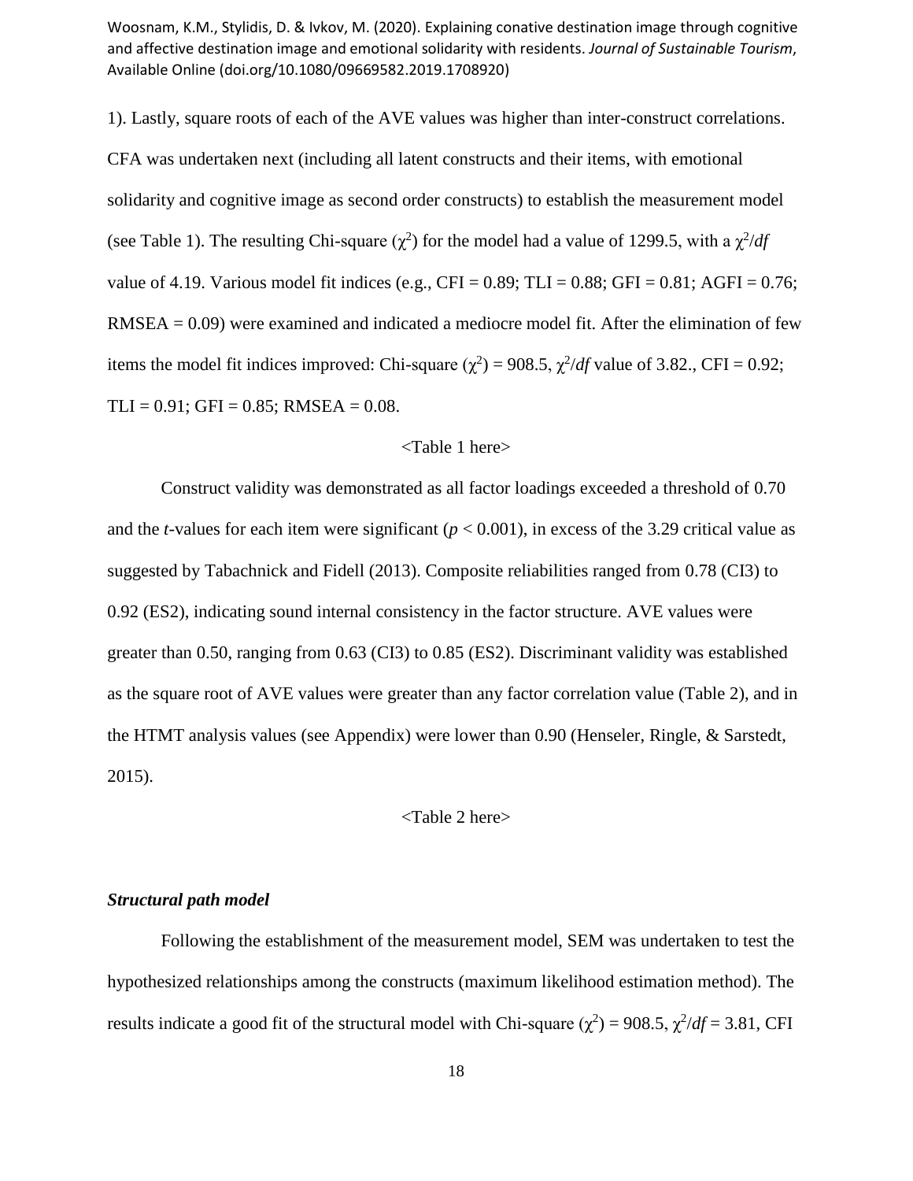1). Lastly, square roots of each of the AVE values was higher than inter-construct correlations. CFA was undertaken next (including all latent constructs and their items, with emotional solidarity and cognitive image as second order constructs) to establish the measurement model (see Table 1). The resulting Chi-square ($\chi^2$) for the model had a value of 1299.5, with a $\chi^2/df$ value of 4.19. Various model fit indices (e.g., CFI = 0.89; TLI = 0.88; GFI = 0.81; AGFI = 0.76; RMSEA = 0.09) were examined and indicated a mediocre model fit. After the elimination of few items the model fit indices improved: Chi-square ($\chi^2$) = 908.5, $\chi^2/df$ value of 3.82., CFI = 0.92; TLI = 0.91; GFI = 0.85; RMSEA = 0.08.

<Table 1 here>

Construct validity was demonstrated as all factor loadings exceeded a threshold of 0.70 and the *t*-values for each item were significant ($p < 0.001$), in excess of the 3.29 critical value as suggested by Tabachnick and Fidell (2013). Composite reliabilities ranged from 0.78 (CI3) to 0.92 (ES2), indicating sound internal consistency in the factor structure. AVE values were greater than 0.50, ranging from 0.63 (CI3) to 0.85 (ES2). Discriminant validity was established as the square root of AVE values were greater than any factor correlation value (Table 2), and in the HTMT analysis values (see Appendix) were lower than 0.90 (Henseler, Ringle, & Sarstedt, 2015).

<Table 2 here>

### *Structural path model*

Following the establishment of the measurement model, SEM was undertaken to test the hypothesized relationships among the constructs (maximum likelihood estimation method). The results indicate a good fit of the structural model with Chi-square ($\chi^2$) = 908.5, $\chi^2/df$ = 3.81, CFI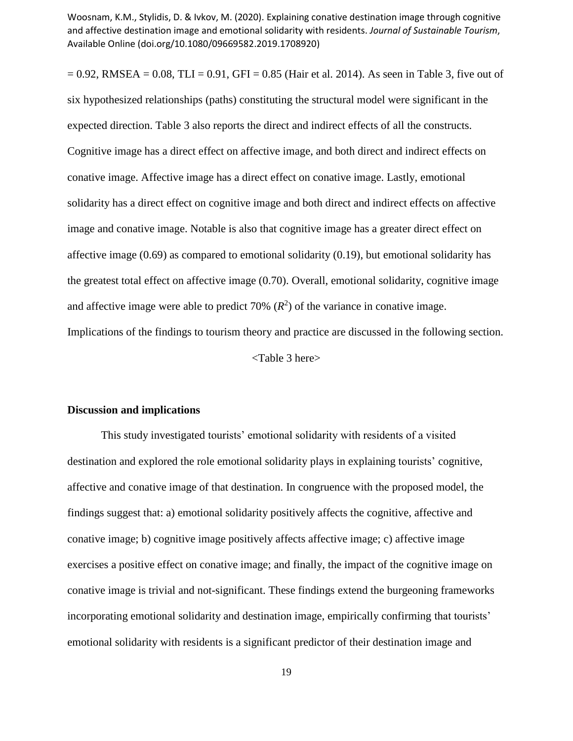= 0.92, RMSEA = 0.08, TLI = 0.91, GFI = 0.85 (Hair et al. 2014). As seen in Table 3, five out of six hypothesized relationships (paths) constituting the structural model were significant in the expected direction. Table 3 also reports the direct and indirect effects of all the constructs. Cognitive image has a direct effect on affective image, and both direct and indirect effects on conative image. Affective image has a direct effect on conative image. Lastly, emotional solidarity has a direct effect on cognitive image and both direct and indirect effects on affective image and conative image. Notable is also that cognitive image has a greater direct effect on affective image (0.69) as compared to emotional solidarity (0.19), but emotional solidarity has the greatest total effect on affective image (0.70). Overall, emotional solidarity, cognitive image and affective image were able to predict 70% ($R^2$) of the variance in conative image. Implications of the findings to tourism theory and practice are discussed in the following section.

<Table 3 here>

## Discussion and implications

This study investigated tourists' emotional solidarity with residents of a visited destination and explored the role emotional solidarity plays in explaining tourists' cognitive, affective and conative image of that destination. In congruence with the proposed model, the findings suggest that: a) emotional solidarity positively affects the cognitive, affective and conative image; b) cognitive image positively affects affective image; c) affective image exercises a positive effect on conative image; and finally, the impact of the cognitive image on conative image is trivial and not-significant. These findings extend the burgeoning frameworks incorporating emotional solidarity and destination image, empirically confirming that tourists' emotional solidarity with residents is a significant predictor of their destination image and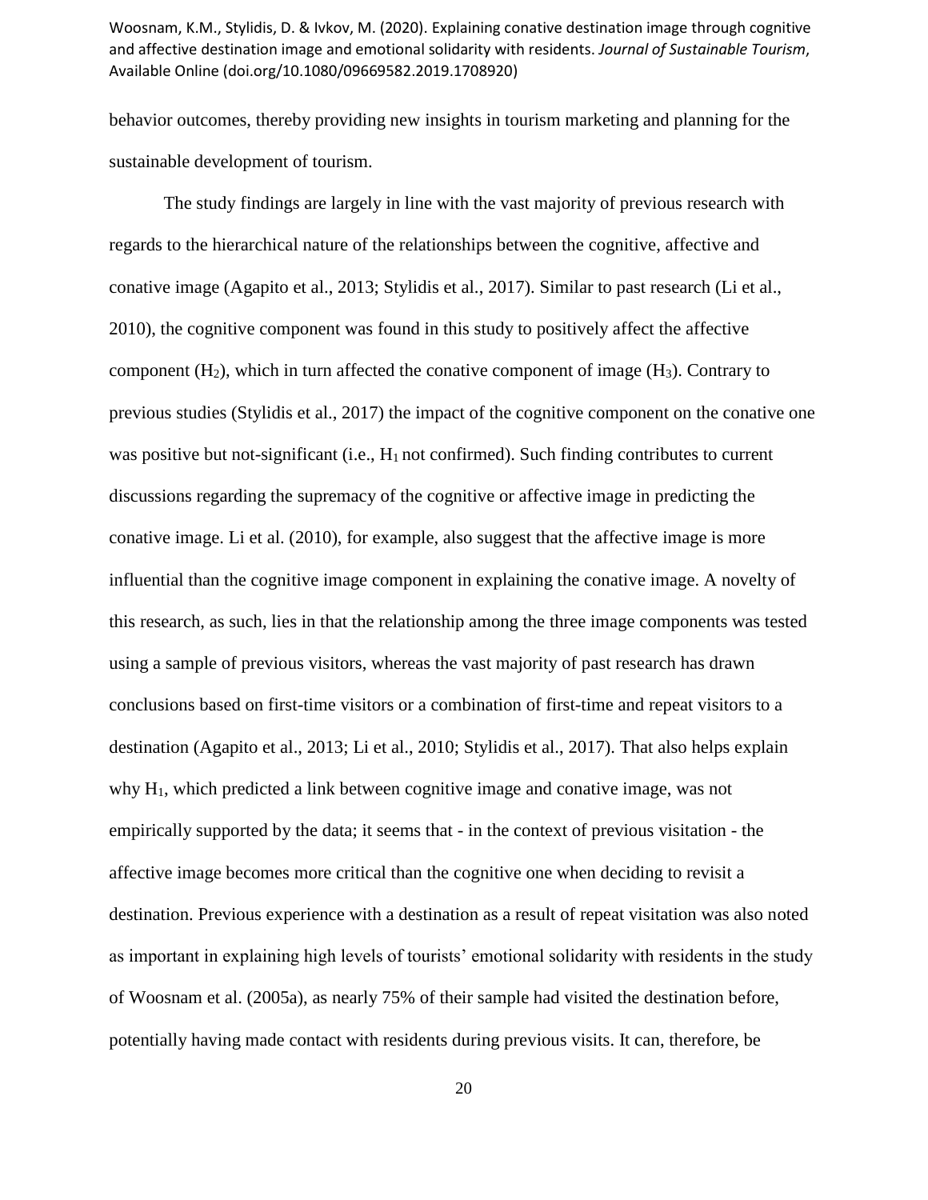behavior outcomes, thereby providing new insights in tourism marketing and planning for the sustainable development of tourism.

The study findings are largely in line with the vast majority of previous research with regards to the hierarchical nature of the relationships between the cognitive, affective and conative image (Agapito et al., 2013; Stylidis et al., 2017). Similar to past research (Li et al., 2010), the cognitive component was found in this study to positively affect the affective component ($H_2$), which in turn affected the conative component of image ($H_3$). Contrary to previous studies (Stylidis et al., 2017) the impact of the cognitive component on the conative one was positive but not-significant (i.e., $H_1$ not confirmed). Such finding contributes to current discussions regarding the supremacy of the cognitive or affective image in predicting the conative image. Li et al. (2010), for example, also suggest that the affective image is more influential than the cognitive image component in explaining the conative image. A novelty of this research, as such, lies in that the relationship among the three image components was tested using a sample of previous visitors, whereas the vast majority of past research has drawn conclusions based on first-time visitors or a combination of first-time and repeat visitors to a destination (Agapito et al., 2013; Li et al., 2010; Stylidis et al., 2017). That also helps explain why $H_1$, which predicted a link between cognitive image and conative image, was not empirically supported by the data; it seems that - in the context of previous visitation - the affective image becomes more critical than the cognitive one when deciding to revisit a destination. Previous experience with a destination as a result of repeat visitation was also noted as important in explaining high levels of tourists' emotional solidarity with residents in the study of Woosnam et al. (2005a), as nearly 75% of their sample had visited the destination before, potentially having made contact with residents during previous visits. It can, therefore, be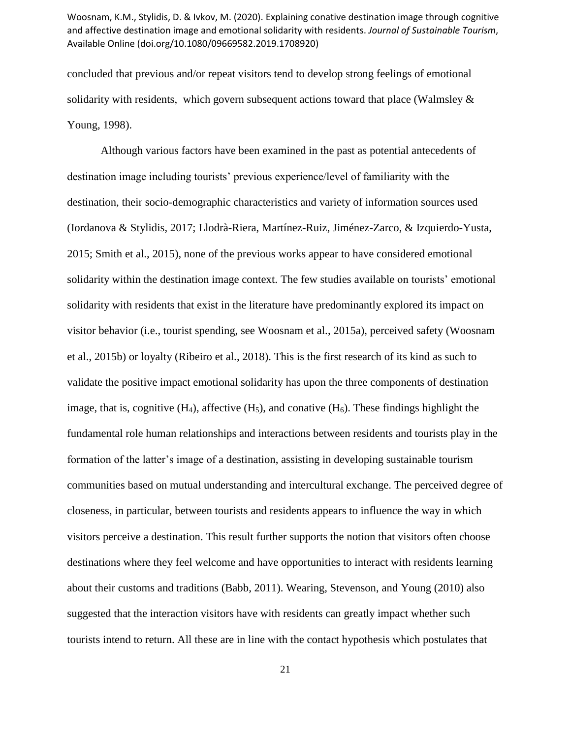concluded that previous and/or repeat visitors tend to develop strong feelings of emotional solidarity with residents,  which govern subsequent actions toward that place (Walmsley & Young, 1998).

Although various factors have been examined in the past as potential antecedents of destination image including tourists' previous experience/level of familiarity with the destination, their socio-demographic characteristics and variety of information sources used (Iordanova & Stylidis, 2017; Llodrà-Riera, Martínez-Ruiz, Jiménez-Zarco, & Izquierdo-Yusta, 2015; Smith et al., 2015), none of the previous works appear to have considered emotional solidarity within the destination image context. The few studies available on tourists' emotional solidarity with residents that exist in the literature have predominantly explored its impact on visitor behavior (i.e., tourist spending, see Woosnam et al., 2015a), perceived safety (Woosnam et al., 2015b) or loyalty (Ribeiro et al., 2018). This is the first research of its kind as such to validate the positive impact emotional solidarity has upon the three components of destination image, that is, cognitive ($H_4$), affective ($H_5$), and conative ($H_6$). These findings highlight the fundamental role human relationships and interactions between residents and tourists play in the formation of the latter's image of a destination, assisting in developing sustainable tourism communities based on mutual understanding and intercultural exchange. The perceived degree of closeness, in particular, between tourists and residents appears to influence the way in which visitors perceive a destination. This result further supports the notion that visitors often choose destinations where they feel welcome and have opportunities to interact with residents learning about their customs and traditions (Babb, 2011). Wearing, Stevenson, and Young (2010) also suggested that the interaction visitors have with residents can greatly impact whether such tourists intend to return. All these are in line with the contact hypothesis which postulates that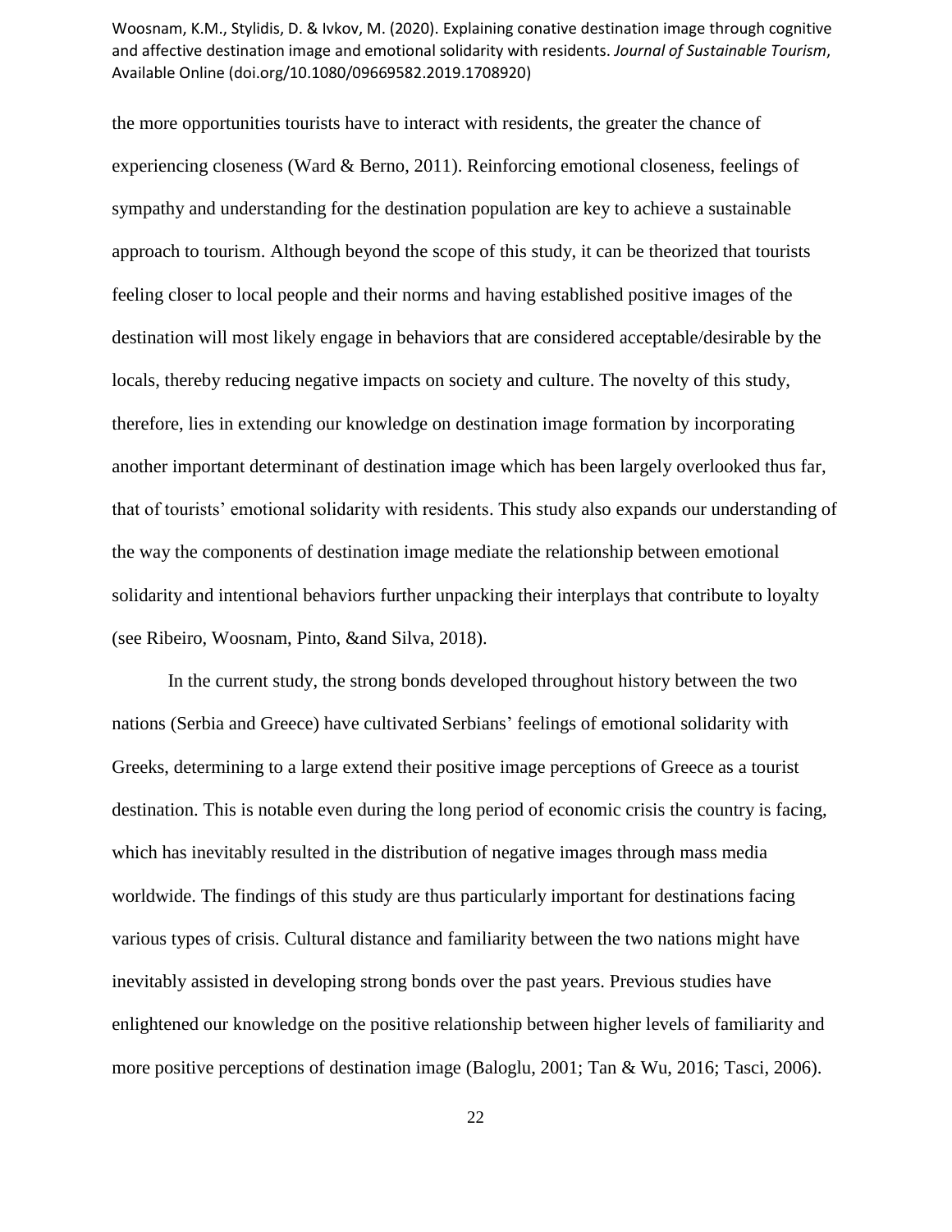the more opportunities tourists have to interact with residents, the greater the chance of experiencing closeness (Ward & Berno, 2011). Reinforcing emotional closeness, feelings of sympathy and understanding for the destination population are key to achieve a sustainable approach to tourism. Although beyond the scope of this study, it can be theorized that tourists feeling closer to local people and their norms and having established positive images of the destination will most likely engage in behaviors that are considered acceptable/desirable by the locals, thereby reducing negative impacts on society and culture. The novelty of this study, therefore, lies in extending our knowledge on destination image formation by incorporating another important determinant of destination image which has been largely overlooked thus far, that of tourists' emotional solidarity with residents. This study also expands our understanding of the way the components of destination image mediate the relationship between emotional solidarity and intentional behaviors further unpacking their interplays that contribute to loyalty (see Ribeiro, Woosnam, Pinto, &and Silva, 2018).

In the current study, the strong bonds developed throughout history between the two nations (Serbia and Greece) have cultivated Serbians' feelings of emotional solidarity with Greeks, determining to a large extend their positive image perceptions of Greece as a tourist destination. This is notable even during the long period of economic crisis the country is facing, which has inevitably resulted in the distribution of negative images through mass media worldwide. The findings of this study are thus particularly important for destinations facing various types of crisis. Cultural distance and familiarity between the two nations might have inevitably assisted in developing strong bonds over the past years. Previous studies have enlightened our knowledge on the positive relationship between higher levels of familiarity and more positive perceptions of destination image (Baloglu, 2001; Tan & Wu, 2016; Tasci, 2006).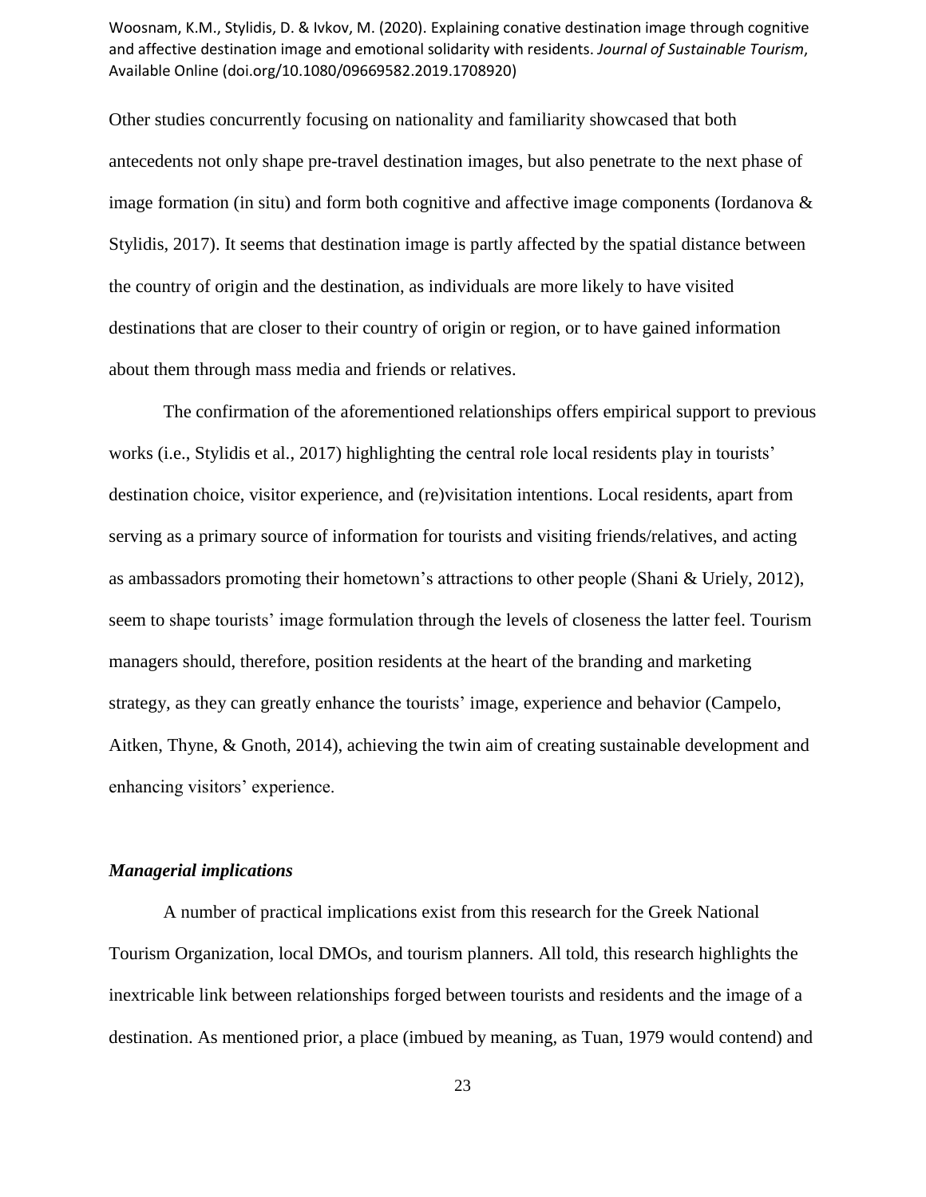Other studies concurrently focusing on nationality and familiarity showcased that both antecedents not only shape pre-travel destination images, but also penetrate to the next phase of image formation (in situ) and form both cognitive and affective image components (Iordanova & Stylidis, 2017). It seems that destination image is partly affected by the spatial distance between the country of origin and the destination, as individuals are more likely to have visited destinations that are closer to their country of origin or region, or to have gained information about them through mass media and friends or relatives.

The confirmation of the aforementioned relationships offers empirical support to previous works (i.e., Stylidis et al., 2017) highlighting the central role local residents play in tourists' destination choice, visitor experience, and (re)visitation intentions. Local residents, apart from serving as a primary source of information for tourists and visiting friends/relatives, and acting as ambassadors promoting their hometown's attractions to other people (Shani & Uriely, 2012), seem to shape tourists' image formulation through the levels of closeness the latter feel. Tourism managers should, therefore, position residents at the heart of the branding and marketing strategy, as they can greatly enhance the tourists' image, experience and behavior (Campelo, Aitken, Thyne, & Gnoth, 2014), achieving the twin aim of creating sustainable development and enhancing visitors' experience.

### *Managerial implications*

A number of practical implications exist from this research for the Greek National Tourism Organization, local DMOs, and tourism planners. All told, this research highlights the inextricable link between relationships forged between tourists and residents and the image of a destination. As mentioned prior, a place (imbued by meaning, as Tuan, 1979 would contend) and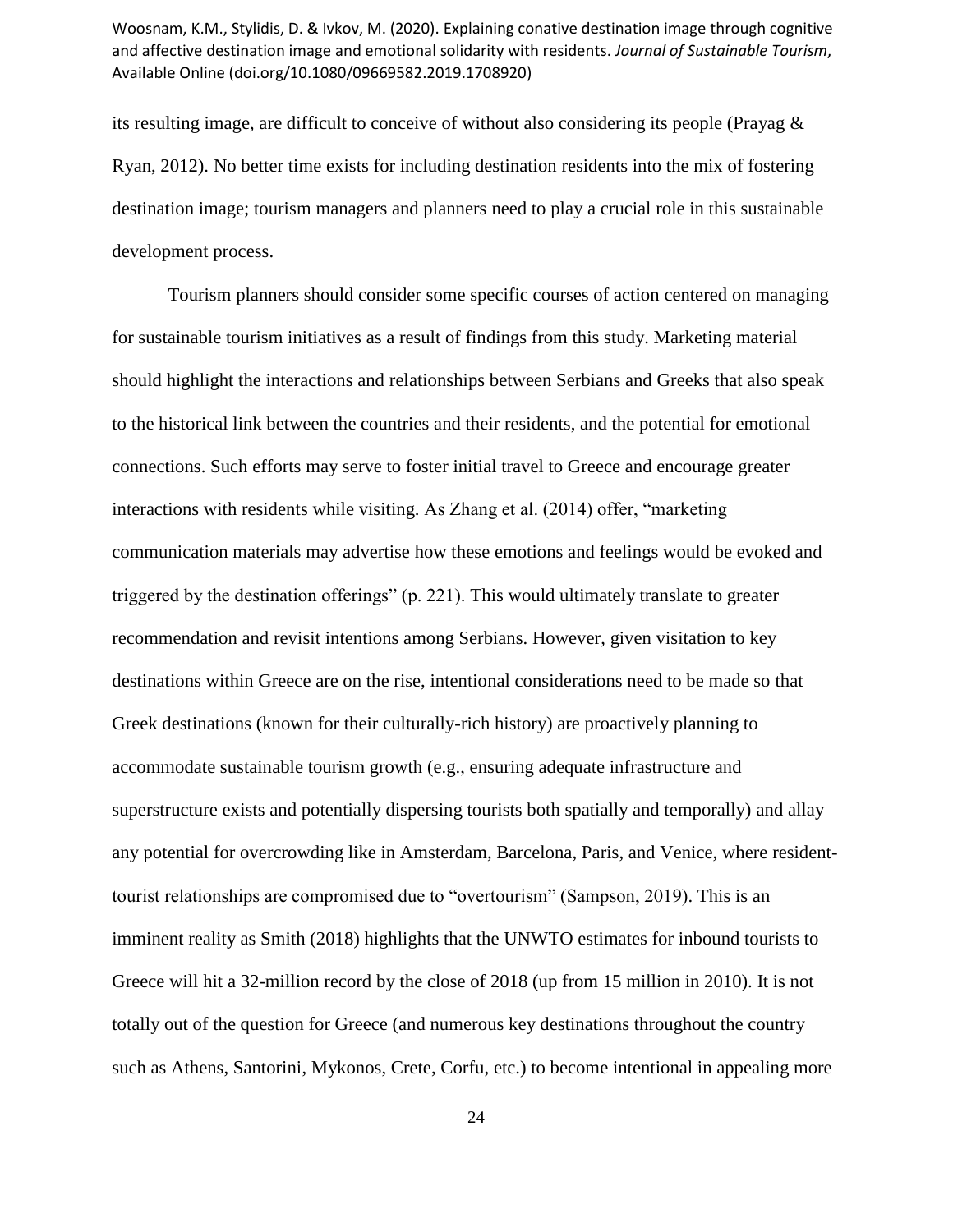its resulting image, are difficult to conceive of without also considering its people (Prayag & Ryan, 2012). No better time exists for including destination residents into the mix of fostering destination image; tourism managers and planners need to play a crucial role in this sustainable development process.

Tourism planners should consider some specific courses of action centered on managing for sustainable tourism initiatives as a result of findings from this study. Marketing material should highlight the interactions and relationships between Serbians and Greeks that also speak to the historical link between the countries and their residents, and the potential for emotional connections. Such efforts may serve to foster initial travel to Greece and encourage greater interactions with residents while visiting. As Zhang et al. (2014) offer, "marketing communication materials may advertise how these emotions and feelings would be evoked and triggered by the destination offerings" (p. 221). This would ultimately translate to greater recommendation and revisit intentions among Serbians. However, given visitation to key destinations within Greece are on the rise, intentional considerations need to be made so that Greek destinations (known for their culturally-rich history) are proactively planning to accommodate sustainable tourism growth (e.g., ensuring adequate infrastructure and superstructure exists and potentially dispersing tourists both spatially and temporally) and allay any potential for overcrowding like in Amsterdam, Barcelona, Paris, and Venice, where resident-tourist relationships are compromised due to "overtourism" (Sampson, 2019). This is an imminent reality as Smith (2018) highlights that the UNWTO estimates for inbound tourists to Greece will hit a 32-million record by the close of 2018 (up from 15 million in 2010). It is not totally out of the question for Greece (and numerous key destinations throughout the country such as Athens, Santorini, Mykonos, Crete, Corfu, etc.) to become intentional in appealing more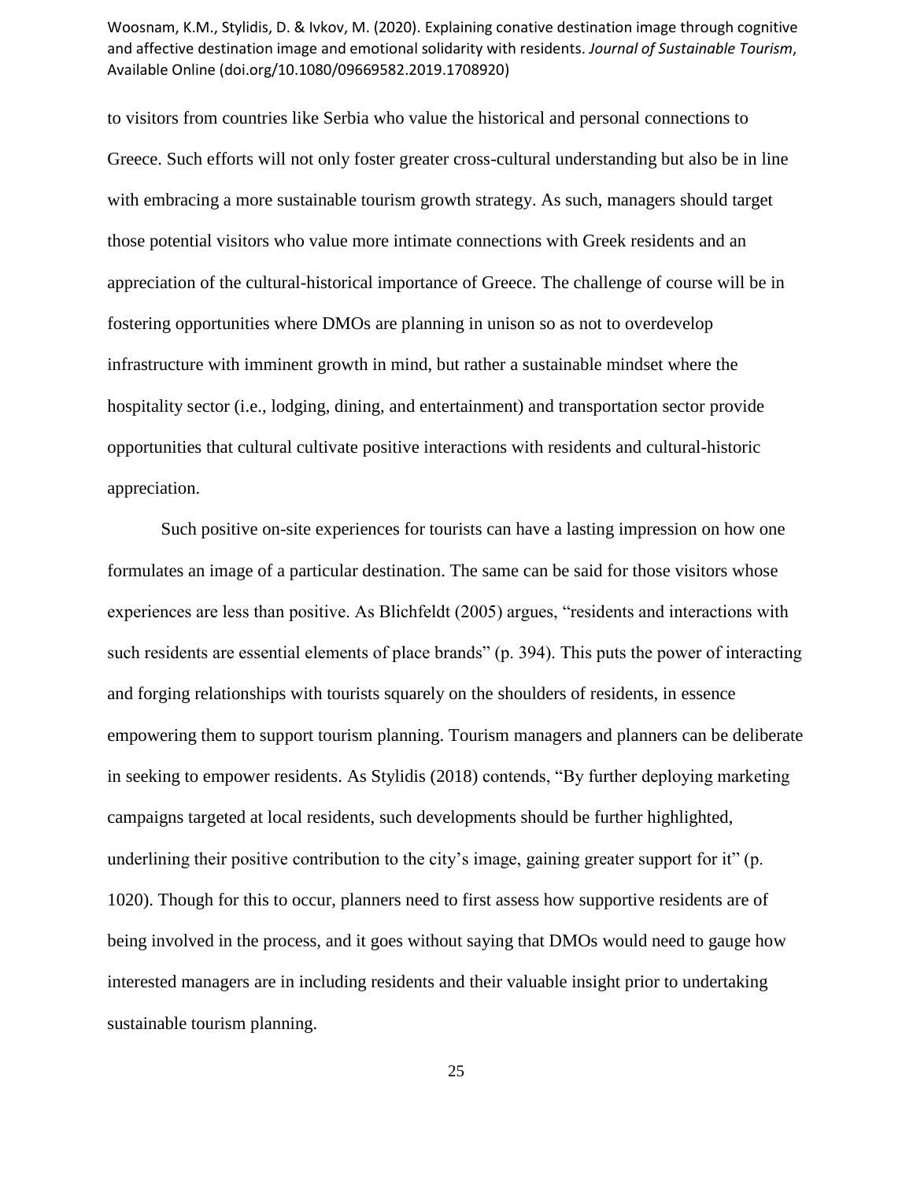to visitors from countries like Serbia who value the historical and personal connections to Greece. Such efforts will not only foster greater cross-cultural understanding but also be in line with embracing a more sustainable tourism growth strategy. As such, managers should target those potential visitors who value more intimate connections with Greek residents and an appreciation of the cultural-historical importance of Greece. The challenge of course will be in fostering opportunities where DMOs are planning in unison so as not to overdevelop infrastructure with imminent growth in mind, but rather a sustainable mindset where the hospitality sector (i.e., lodging, dining, and entertainment) and transportation sector provide opportunities that cultural cultivate positive interactions with residents and cultural-historic appreciation.

Such positive on-site experiences for tourists can have a lasting impression on how one formulates an image of a particular destination. The same can be said for those visitors whose experiences are less than positive. As Blichfeldt (2005) argues, "residents and interactions with such residents are essential elements of place brands" (p. 394). This puts the power of interacting and forging relationships with tourists squarely on the shoulders of residents, in essence empowering them to support tourism planning. Tourism managers and planners can be deliberate in seeking to empower residents. As Stylidis (2018) contends, "By further deploying marketing campaigns targeted at local residents, such developments should be further highlighted, underlining their positive contribution to the city's image, gaining greater support for it" (p. 1020). Though for this to occur, planners need to first assess how supportive residents are of being involved in the process, and it goes without saying that DMOs would need to gauge how interested managers are in including residents and their valuable insight prior to undertaking sustainable tourism planning.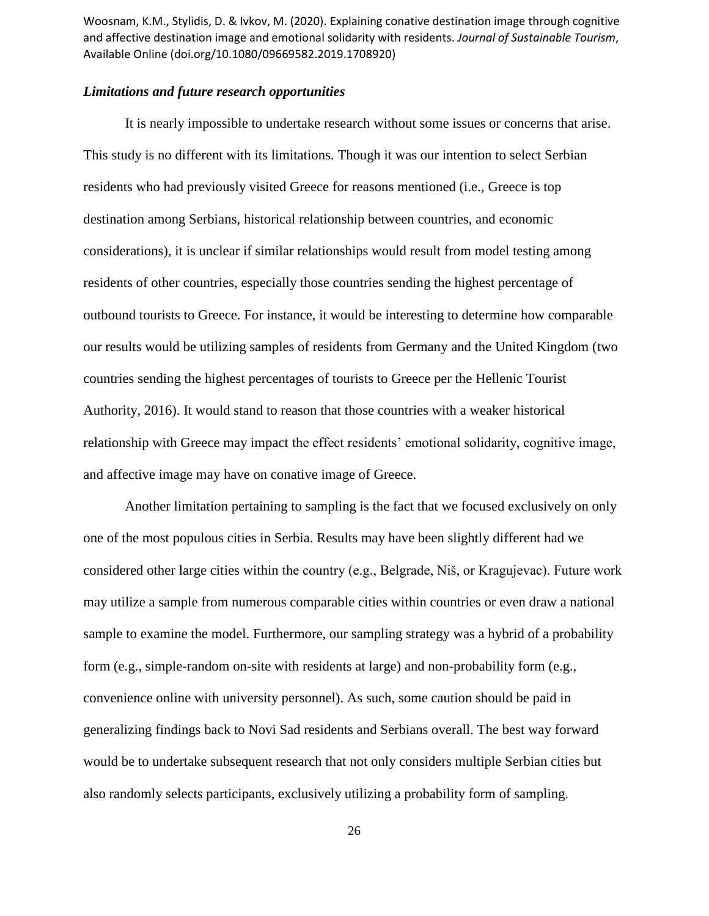### *Limitations and future research opportunities*

It is nearly impossible to undertake research without some issues or concerns that arise. This study is no different with its limitations. Though it was our intention to select Serbian residents who had previously visited Greece for reasons mentioned (i.e., Greece is top destination among Serbians, historical relationship between countries, and economic considerations), it is unclear if similar relationships would result from model testing among residents of other countries, especially those countries sending the highest percentage of outbound tourists to Greece. For instance, it would be interesting to determine how comparable our results would be utilizing samples of residents from Germany and the United Kingdom (two countries sending the highest percentages of tourists to Greece per the Hellenic Tourist Authority, 2016). It would stand to reason that those countries with a weaker historical relationship with Greece may impact the effect residents' emotional solidarity, cognitive image, and affective image may have on conative image of Greece.

Another limitation pertaining to sampling is the fact that we focused exclusively on only one of the most populous cities in Serbia. Results may have been slightly different had we considered other large cities within the country (e.g., Belgrade, Niš, or Kragujevac). Future work may utilize a sample from numerous comparable cities within countries or even draw a national sample to examine the model. Furthermore, our sampling strategy was a hybrid of a probability form (e.g., simple-random on-site with residents at large) and non-probability form (e.g., convenience online with university personnel). As such, some caution should be paid in generalizing findings back to Novi Sad residents and Serbians overall. The best way forward would be to undertake subsequent research that not only considers multiple Serbian cities but also randomly selects participants, exclusively utilizing a probability form of sampling.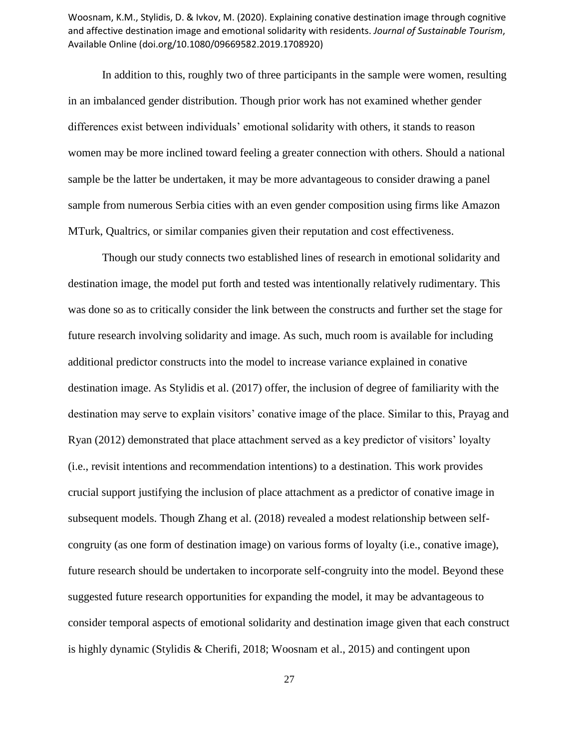In addition to this, roughly two of three participants in the sample were women, resulting in an imbalanced gender distribution. Though prior work has not examined whether gender differences exist between individuals' emotional solidarity with others, it stands to reason women may be more inclined toward feeling a greater connection with others. Should a national sample be the latter be undertaken, it may be more advantageous to consider drawing a panel sample from numerous Serbia cities with an even gender composition using firms like Amazon MTurk, Qualtrics, or similar companies given their reputation and cost effectiveness.

Though our study connects two established lines of research in emotional solidarity and destination image, the model put forth and tested was intentionally relatively rudimentary. This was done so as to critically consider the link between the constructs and further set the stage for future research involving solidarity and image. As such, much room is available for including additional predictor constructs into the model to increase variance explained in conative destination image. As Stylidis et al. (2017) offer, the inclusion of degree of familiarity with the destination may serve to explain visitors' conative image of the place. Similar to this, Prayag and Ryan (2012) demonstrated that place attachment served as a key predictor of visitors' loyalty (i.e., revisit intentions and recommendation intentions) to a destination. This work provides crucial support justifying the inclusion of place attachment as a predictor of conative image in subsequent models. Though Zhang et al. (2018) revealed a modest relationship between self-congruity (as one form of destination image) on various forms of loyalty (i.e., conative image), future research should be undertaken to incorporate self-congruity into the model. Beyond these suggested future research opportunities for expanding the model, it may be advantageous to consider temporal aspects of emotional solidarity and destination image given that each construct is highly dynamic (Stylidis & Cherifi, 2018; Woosnam et al., 2015) and contingent upon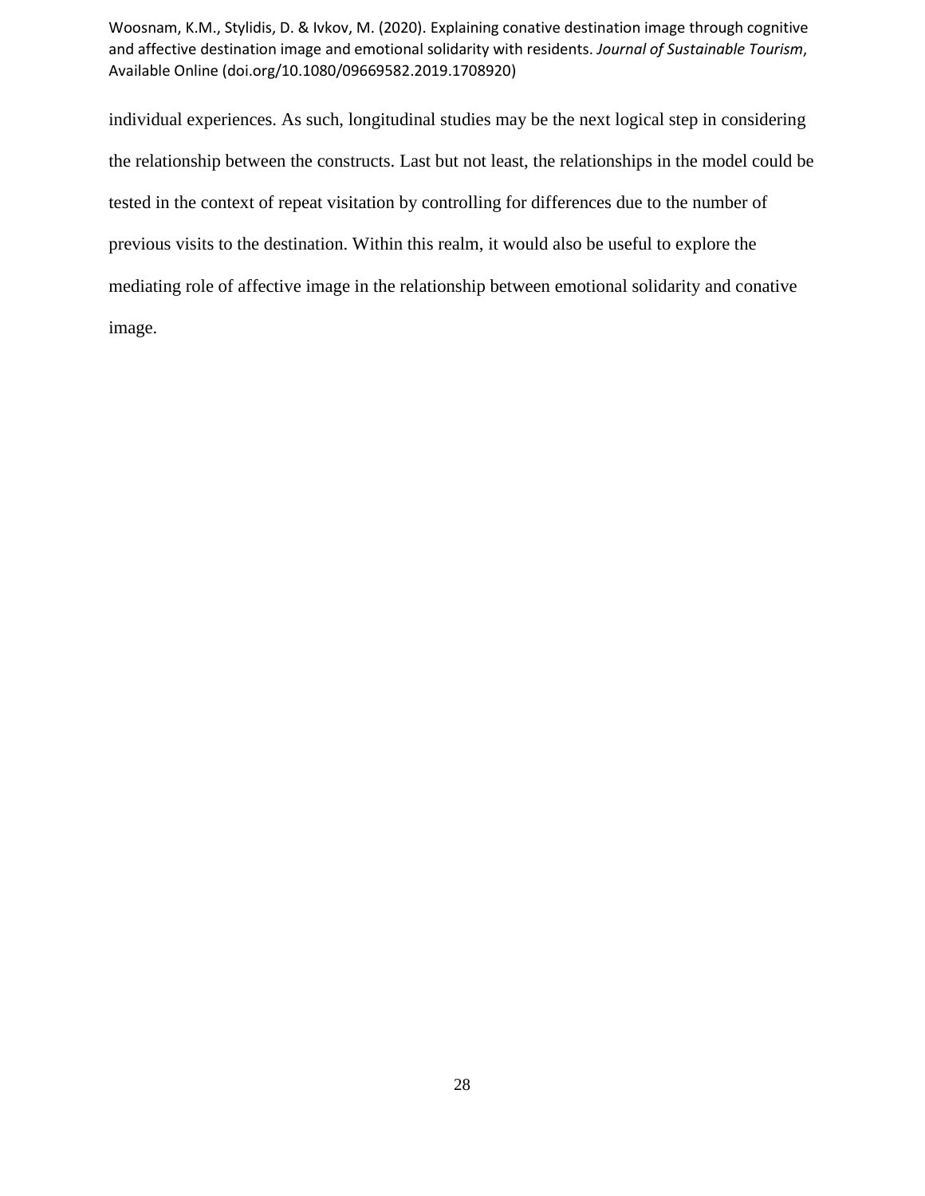individual experiences. As such, longitudinal studies may be the next logical step in considering the relationship between the constructs. Last but not least, the relationships in the model could be tested in the context of repeat visitation by controlling for differences due to the number of previous visits to the destination. Within this realm, it would also be useful to explore the mediating role of affective image in the relationship between emotional solidarity and conative image.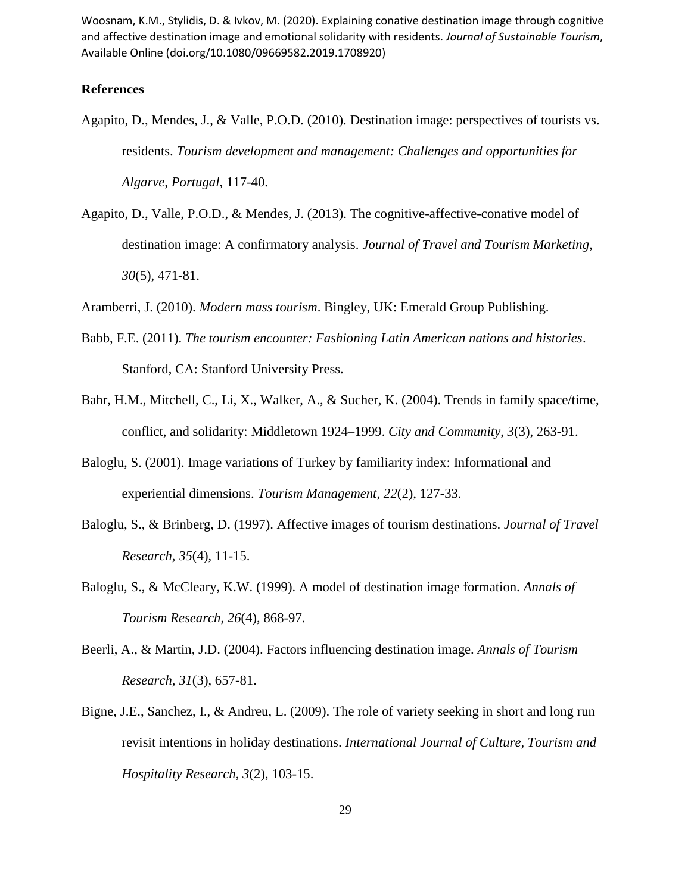## References

Agapito, D., Mendes, J., & Valle, P.O.D. (2010). Destination image: perspectives of tourists vs. residents. *Tourism development and management: Challenges and opportunities for Algarve, Portugal*, 117-40.

Agapito, D., Valle, P.O.D., & Mendes, J. (2013). The cognitive-affective-conative model of destination image: A confirmatory analysis. *Journal of Travel and Tourism Marketing*, *30*(5), 471-81.

Aramberri, J. (2010). *Modern mass tourism*. Bingley, UK: Emerald Group Publishing.

Babb, F.E. (2011). *The tourism encounter: Fashioning Latin American nations and histories*. Stanford, CA: Stanford University Press.

Bahr, H.M., Mitchell, C., Li, X., Walker, A., & Sucher, K. (2004). Trends in family space/time, conflict, and solidarity: Middletown 1924–1999. *City and Community*, *3*(3), 263-91.

Baloglu, S. (2001). Image variations of Turkey by familiarity index: Informational and experiential dimensions. *Tourism Management*, *22*(2), 127-33.

Baloglu, S., & Brinberg, D. (1997). Affective images of tourism destinations. *Journal of Travel Research*, *35*(4), 11-15.

Baloglu, S., & McCleary, K.W. (1999). A model of destination image formation. *Annals of Tourism Research*, *26*(4), 868-97.

Beerli, A., & Martin, J.D. (2004). Factors influencing destination image. *Annals of Tourism Research*, *31*(3), 657-81.

Bigne, J.E., Sanchez, I., & Andreu, L. (2009). The role of variety seeking in short and long run revisit intentions in holiday destinations. *International Journal of Culture, Tourism and Hospitality Research*, *3*(2), 103-15.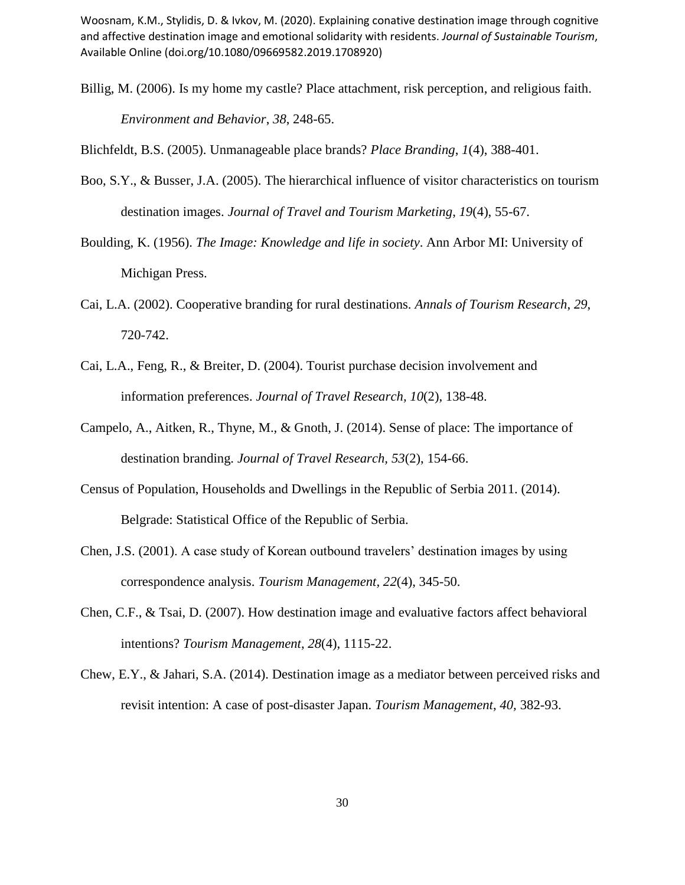Billig, M. (2006). Is my home my castle? Place attachment, risk perception, and religious faith. *Environment and Behavior*, *38*, 248-65.

Blichfeldt, B.S. (2005). Unmanageable place brands? *Place Branding*, *1*(4), 388-401.

Boo, S.Y., & Busser, J.A. (2005). The hierarchical influence of visitor characteristics on tourism destination images. *Journal of Travel and Tourism Marketing*, *19*(4), 55-67.

Boulding, K. (1956). *The Image: Knowledge and life in society*. Ann Arbor MI: University of Michigan Press.

Cai, L.A. (2002). Cooperative branding for rural destinations. *Annals of Tourism Research*, *29*, 720-742.

Cai, L.A., Feng, R., & Breiter, D. (2004). Tourist purchase decision involvement and information preferences. *Journal of Travel Research*, *10*(2), 138-48.

Campelo, A., Aitken, R., Thyne, M., & Gnoth, J. (2014). Sense of place: The importance of destination branding. *Journal of Travel Research, 53*(2), 154-66.

Census of Population, Households and Dwellings in the Republic of Serbia 2011. (2014). Belgrade: Statistical Office of the Republic of Serbia.

Chen, J.S. (2001). A case study of Korean outbound travelers' destination images by using correspondence analysis. *Tourism Management*, *22*(4), 345-50.

Chen, C.F., & Tsai, D. (2007). How destination image and evaluative factors affect behavioral intentions? *Tourism Management*, *28*(4), 1115-22.

Chew, E.Y., & Jahari, S.A. (2014). Destination image as a mediator between perceived risks and revisit intention: A case of post-disaster Japan. *Tourism Management*, *40*, 382-93.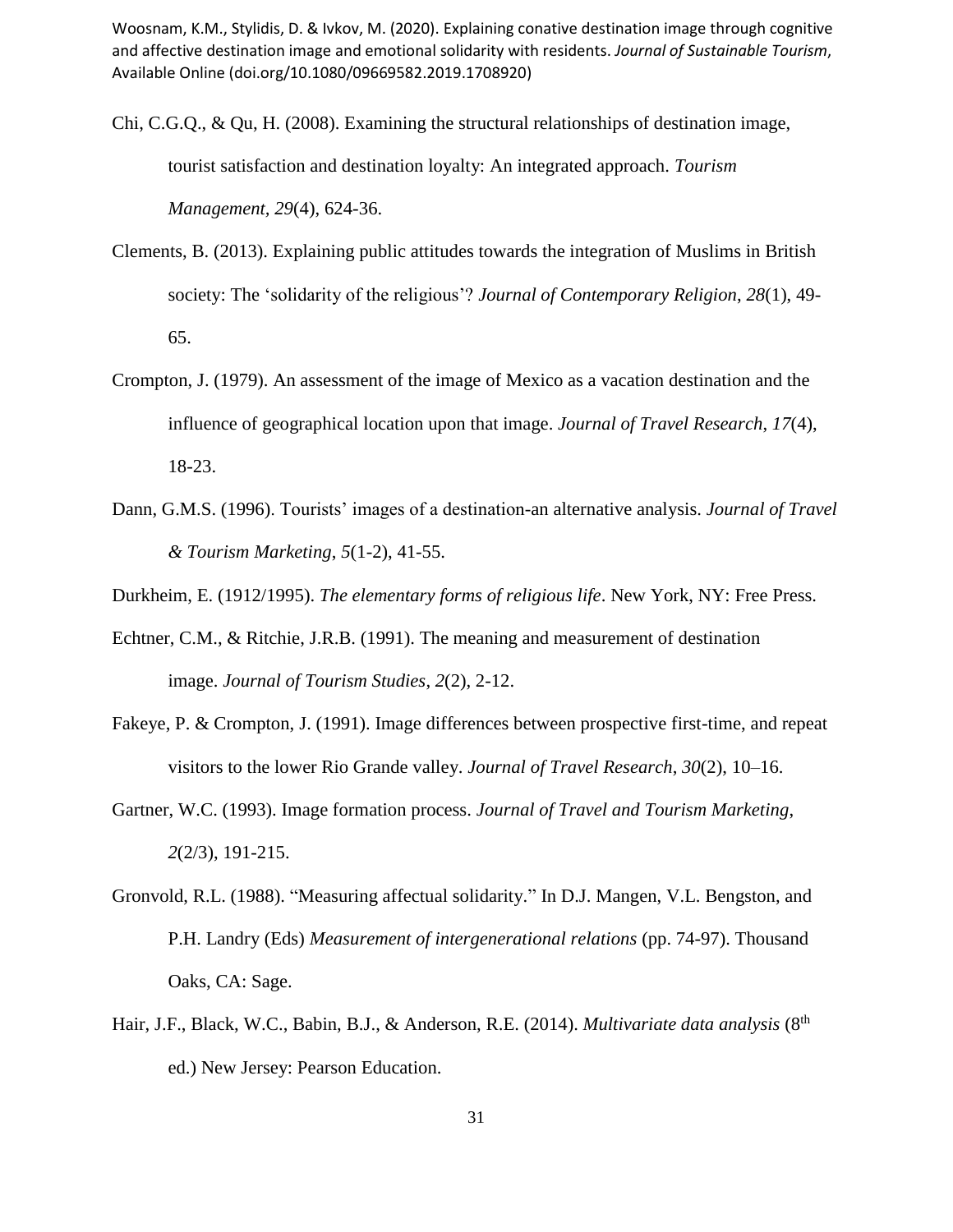Chi, C.G.Q., & Qu, H. (2008). Examining the structural relationships of destination image, tourist satisfaction and destination loyalty: An integrated approach. *Tourism Management*, *29*(4), 624-36.

Clements, B. (2013). Explaining public attitudes towards the integration of Muslims in British society: The 'solidarity of the religious'? *Journal of Contemporary Religion*, *28*(1), 49-65.

Crompton, J. (1979). An assessment of the image of Mexico as a vacation destination and the influence of geographical location upon that image. *Journal of Travel Research*, *17*(4), 18-23.

Dann, G.M.S. (1996). Tourists' images of a destination-an alternative analysis. *Journal of Travel & Tourism Marketing*, *5*(1-2), 41-55.

Durkheim, E. (1912/1995). *The elementary forms of religious life*. New York, NY: Free Press.

Echtner, C.M., & Ritchie, J.R.B. (1991). The meaning and measurement of destination image. *Journal of Tourism Studies*, *2*(2), 2-12.

Fakeye, P. & Crompton, J. (1991). Image differences between prospective first-time, and repeat visitors to the lower Rio Grande valley. *Journal of Travel Research*, *30*(2), 10–16.

Gartner, W.C. (1993). Image formation process. *Journal of Travel and Tourism Marketing*, *2*(2/3), 191-215.

Gronvold, R.L. (1988). "Measuring affectual solidarity." In D.J. Mangen, V.L. Bengston, and P.H. Landry (Eds) *Measurement of intergenerational relations* (pp. 74-97). Thousand Oaks, CA: Sage.

Hair, J.F., Black, W.C., Babin, B.J., & Anderson, R.E. (2014). *Multivariate data analysis* (8th ed.) New Jersey: Pearson Education.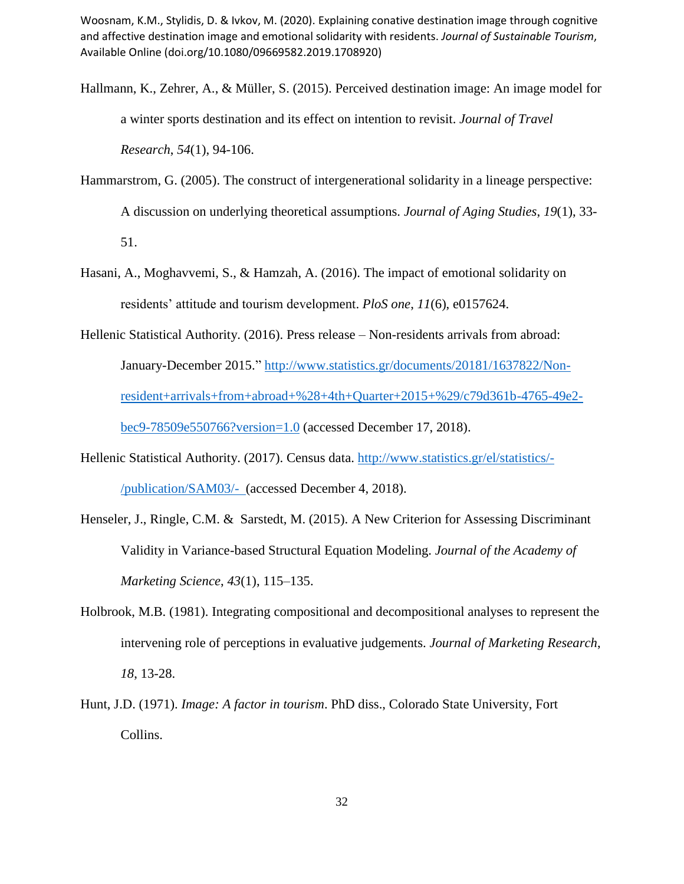Hallmann, K., Zehrer, A., & Müller, S. (2015). Perceived destination image: An image model for a winter sports destination and its effect on intention to revisit. *Journal of Travel Research*, *54*(1), 94-106.

Hammarstrom, G. (2005). The construct of intergenerational solidarity in a lineage perspective: A discussion on underlying theoretical assumptions. *Journal of Aging Studies*, *19*(1), 33-51.

Hasani, A., Moghavvemi, S., & Hamzah, A. (2016). The impact of emotional solidarity on residents' attitude and tourism development. *PloS one*, *11*(6), e0157624.

Hellenic Statistical Authority. (2016). Press release – Non-residents arrivals from abroad: January-December 2015." http://www.statistics.gr/documents/20181/1637822/Non-resident+arrivals+from+abroad+%28+4th+Quarter+2015+%29/c79d361b-4765-49e2-bec9-78509e550766?version=1.0 (accessed December 17, 2018).

Hellenic Statistical Authority. (2017). Census data. http://www.statistics.gr/el/statistics/-/publication/SAM03/- (accessed December 4, 2018).

Henseler, J., Ringle, C.M. & Sarstedt, M. (2015). A New Criterion for Assessing Discriminant Validity in Variance-based Structural Equation Modeling. *Journal of the Academy of Marketing Science*, *43*(1), 115–135.

Holbrook, M.B. (1981). Integrating compositional and decompositional analyses to represent the intervening role of perceptions in evaluative judgements. *Journal of Marketing Research*, *18*, 13-28.

Hunt, J.D. (1971). *Image: A factor in tourism*. PhD diss., Colorado State University, Fort Collins.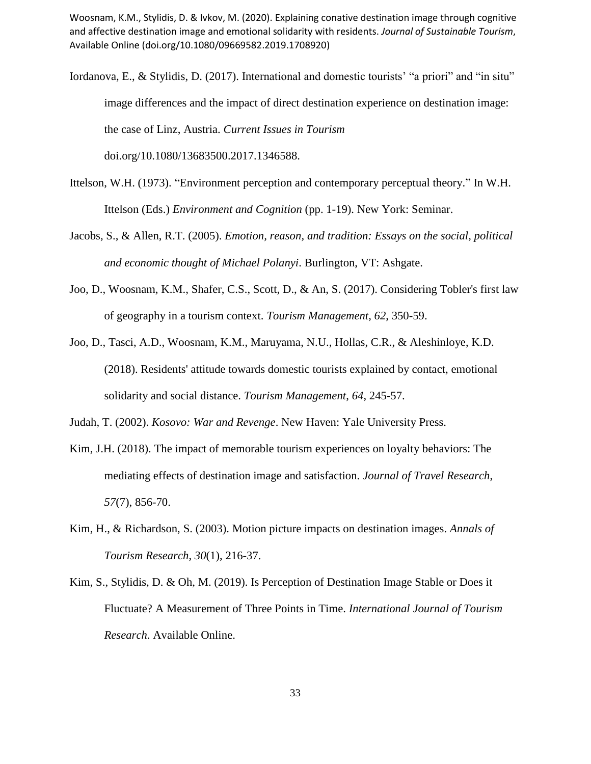Iordanova, E., & Stylidis, D. (2017). International and domestic tourists' "a priori" and "in situ" image differences and the impact of direct destination experience on destination image: the case of Linz, Austria. *Current Issues in Tourism* doi.org/10.1080/13683500.2017.1346588.

Ittelson, W.H. (1973). "Environment perception and contemporary perceptual theory." In W.H. Ittelson (Eds.) *Environment and Cognition* (pp. 1-19). New York: Seminar.

Jacobs, S., & Allen, R.T. (2005). *Emotion, reason, and tradition: Essays on the social, political and economic thought of Michael Polanyi*. Burlington, VT: Ashgate.

Joo, D., Woosnam, K.M., Shafer, C.S., Scott, D., & An, S. (2017). Considering Tobler's first law of geography in a tourism context. *Tourism Management*, *62*, 350-59.

Joo, D., Tasci, A.D., Woosnam, K.M., Maruyama, N.U., Hollas, C.R., & Aleshinloye, K.D. (2018). Residents' attitude towards domestic tourists explained by contact, emotional solidarity and social distance. *Tourism Management*, *64*, 245-57.

Judah, T. (2002). *Kosovo: War and Revenge*. New Haven: Yale University Press.

Kim, J.H. (2018). The impact of memorable tourism experiences on loyalty behaviors: The mediating effects of destination image and satisfaction. *Journal of Travel Research*, *57*(7), 856-70.

Kim, H., & Richardson, S. (2003). Motion picture impacts on destination images. *Annals of Tourism Research*, *30*(1), 216-37.

Kim, S., Stylidis, D. & Oh, M. (2019). Is Perception of Destination Image Stable or Does it Fluctuate? A Measurement of Three Points in Time. *International Journal of Tourism Research*. Available Online.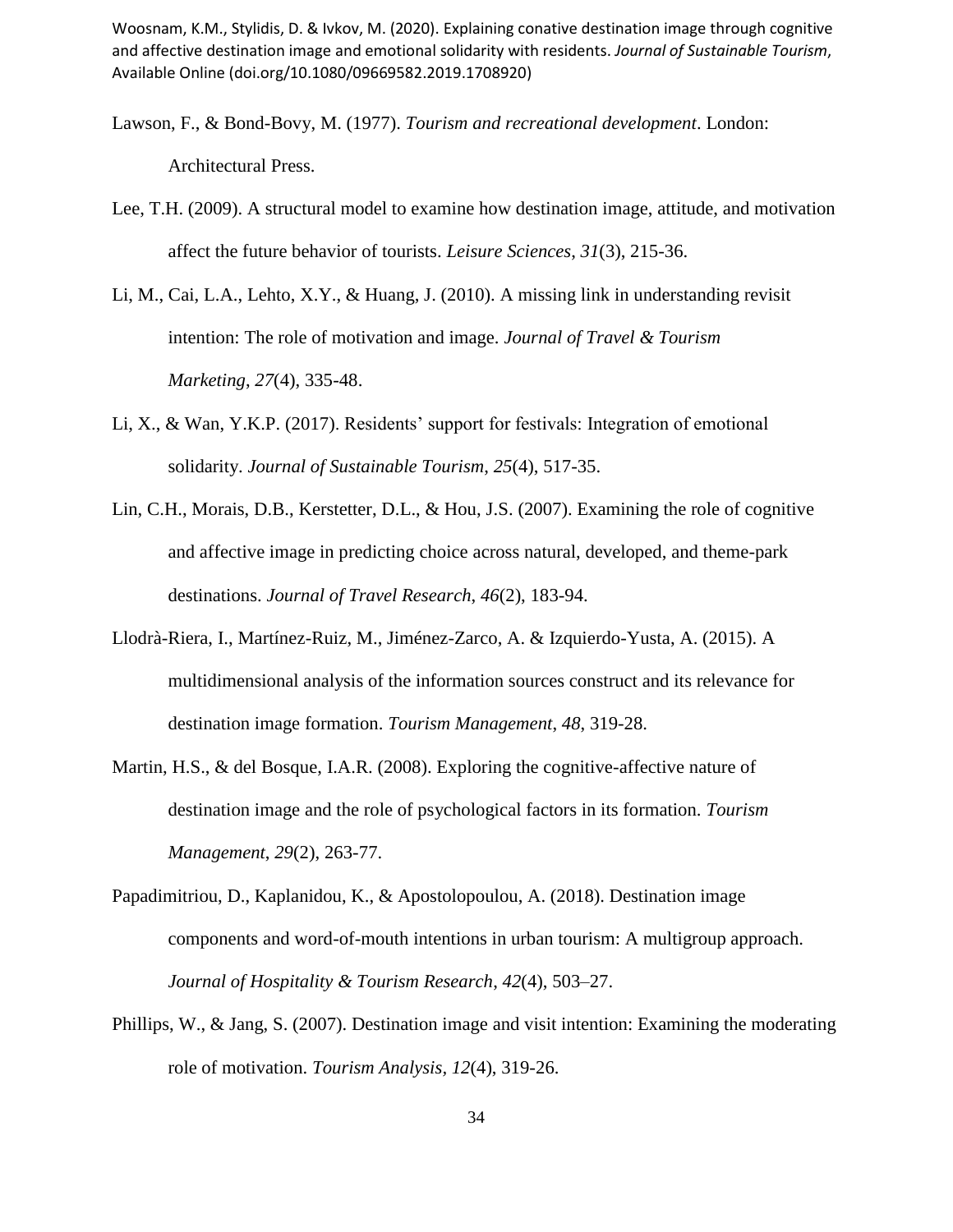Lawson, F., & Bond-Bovy, M. (1977). *Tourism and recreational development*. London: Architectural Press.

Lee, T.H. (2009). A structural model to examine how destination image, attitude, and motivation affect the future behavior of tourists. *Leisure Sciences*, *31*(3), 215-36.

Li, M., Cai, L.A., Lehto, X.Y., & Huang, J. (2010). A missing link in understanding revisit intention: The role of motivation and image. *Journal of Travel & Tourism Marketing*, *27*(4), 335-48.

Li, X., & Wan, Y.K.P. (2017). Residents' support for festivals: Integration of emotional solidarity. *Journal of Sustainable Tourism*, *25*(4), 517-35.

Lin, C.H., Morais, D.B., Kerstetter, D.L., & Hou, J.S. (2007). Examining the role of cognitive and affective image in predicting choice across natural, developed, and theme-park destinations. *Journal of Travel Research*, *46*(2), 183-94.

Llodrà-Riera, I., Martínez-Ruiz, M., Jiménez-Zarco, A. & Izquierdo-Yusta, A. (2015). A multidimensional analysis of the information sources construct and its relevance for destination image formation. *Tourism Management*, *48*, 319-28.

Martin, H.S., & del Bosque, I.A.R. (2008). Exploring the cognitive-affective nature of destination image and the role of psychological factors in its formation. *Tourism Management*, *29*(2), 263-77.

Papadimitriou, D., Kaplanidou, K., & Apostolopoulou, A. (2018). Destination image components and word-of-mouth intentions in urban tourism: A multigroup approach. *Journal of Hospitality & Tourism Research*, *42*(4), 503–27.

Phillips, W., & Jang, S. (2007). Destination image and visit intention: Examining the moderating role of motivation. *Tourism Analysis*, *12*(4), 319-26.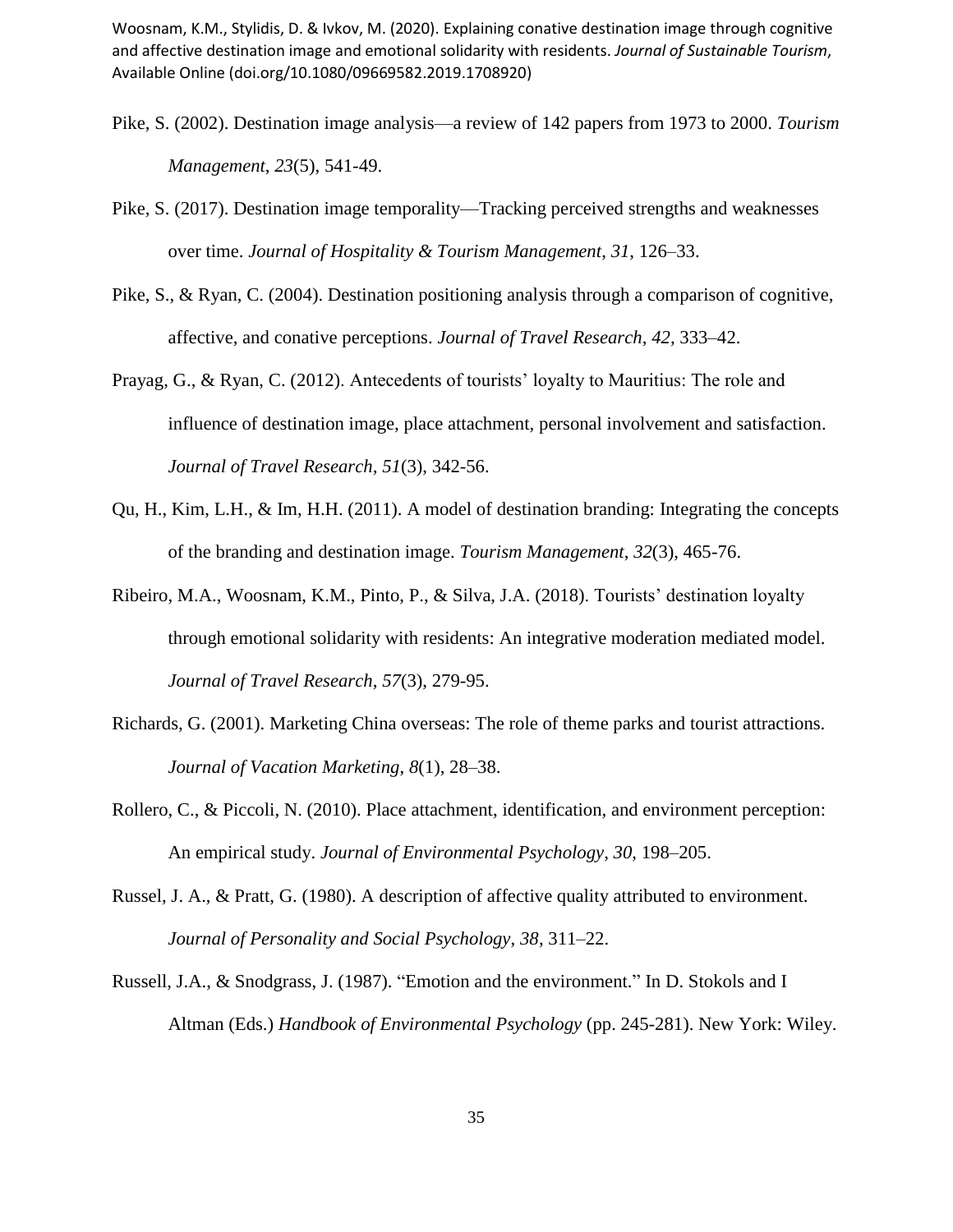Pike, S. (2002). Destination image analysis—a review of 142 papers from 1973 to 2000. *Tourism Management*, *23*(5), 541-49.

Pike, S. (2017). Destination image temporality—Tracking perceived strengths and weaknesses over time. *Journal of Hospitality & Tourism Management*, *31*, 126–33.

Pike, S., & Ryan, C. (2004). Destination positioning analysis through a comparison of cognitive, affective, and conative perceptions. *Journal of Travel Research*, *42*, 333–42.

Prayag, G., & Ryan, C. (2012). Antecedents of tourists' loyalty to Mauritius: The role and influence of destination image, place attachment, personal involvement and satisfaction. *Journal of Travel Research, 51*(3), 342-56.

Qu, H., Kim, L.H., & Im, H.H. (2011). A model of destination branding: Integrating the concepts of the branding and destination image. *Tourism Management*, *32*(3), 465-76.

Ribeiro, M.A., Woosnam, K.M., Pinto, P., & Silva, J.A. (2018). Tourists' destination loyalty through emotional solidarity with residents: An integrative moderation mediated model. *Journal of Travel Research*, *57*(3), 279-95.

Richards, G. (2001). Marketing China overseas: The role of theme parks and tourist attractions. *Journal of Vacation Marketing*, *8*(1), 28–38.

Rollero, C., & Piccoli, N. (2010). Place attachment, identification, and environment perception: An empirical study. *Journal of Environmental Psychology*, *30*, 198–205.

Russel, J. A., & Pratt, G. (1980). A description of affective quality attributed to environment. *Journal of Personality and Social Psychology*, *38*, 311–22.

Russell, J.A., & Snodgrass, J. (1987). "Emotion and the environment." In D. Stokols and I Altman (Eds.) *Handbook of Environmental Psychology* (pp. 245-281). New York: Wiley.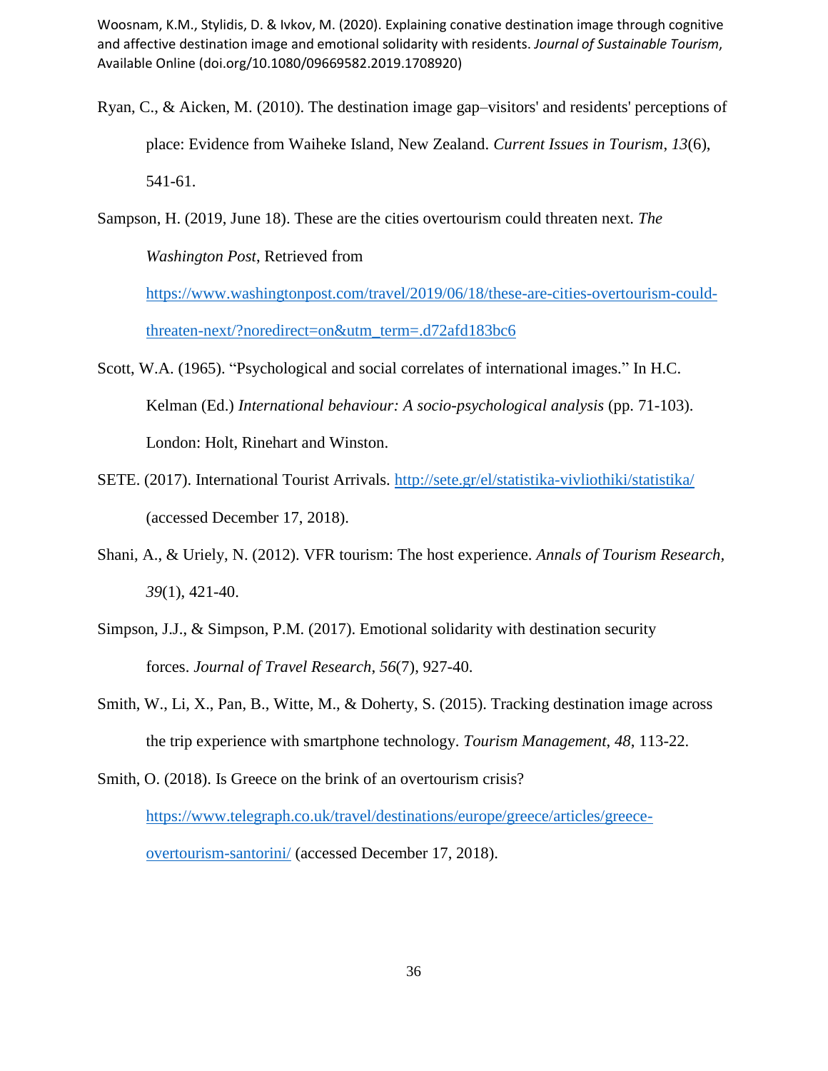Ryan, C., & Aicken, M. (2010). The destination image gap–visitors' and residents' perceptions of place: Evidence from Waiheke Island, New Zealand. *Current Issues in Tourism*, *13*(6), 541-61.

Sampson, H. (2019, June 18). These are the cities overtourism could threaten next. *The Washington Post*, Retrieved from https://www.washingtonpost.com/travel/2019/06/18/these-are-cities-overtourism-could-threaten-next/?noredirect=on&utm_term=.d72afd183bc6

Scott, W.A. (1965). "Psychological and social correlates of international images." In H.C. Kelman (Ed.) *International behaviour: A socio-psychological analysis* (pp. 71-103). London: Holt, Rinehart and Winston.

SETE. (2017). International Tourist Arrivals. http://sete.gr/el/statistika-vivliothiki/statistika/ (accessed December 17, 2018).

Shani, A., & Uriely, N. (2012). VFR tourism: The host experience. *Annals of Tourism Research*, *39*(1), 421-40.

Simpson, J.J., & Simpson, P.M. (2017). Emotional solidarity with destination security forces. *Journal of Travel Research*, *56*(7), 927-40.

Smith, W., Li, X., Pan, B., Witte, M., & Doherty, S. (2015). Tracking destination image across the trip experience with smartphone technology. *Tourism Management*, *48*, 113-22.

Smith, O. (2018). Is Greece on the brink of an overtourism crisis? https://www.telegraph.co.uk/travel/destinations/europe/greece/articles/greece-overtourism-santorini/ (accessed December 17, 2018).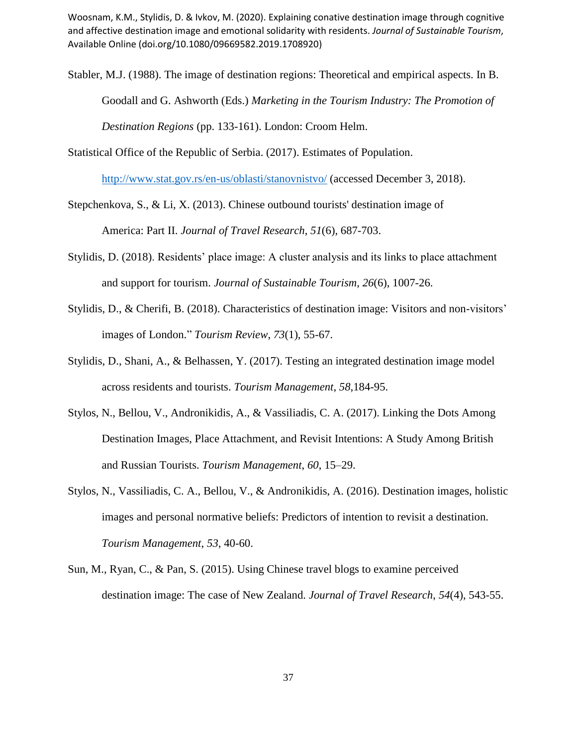Stabler, M.J. (1988). The image of destination regions: Theoretical and empirical aspects. In B. Goodall and G. Ashworth (Eds.) *Marketing in the Tourism Industry: The Promotion of Destination Regions* (pp. 133-161). London: Croom Helm.

Statistical Office of the Republic of Serbia. (2017). Estimates of Population. http://www.stat.gov.rs/en-us/oblasti/stanovnistvo/ (accessed December 3, 2018).

Stepchenkova, S., & Li, X. (2013). Chinese outbound tourists' destination image of America: Part II. *Journal of Travel Research*, *51*(6), 687-703.

Stylidis, D. (2018). Residents' place image: A cluster analysis and its links to place attachment and support for tourism. *Journal of Sustainable Tourism, 26*(6), 1007-26.

Stylidis, D., & Cherifi, B. (2018). Characteristics of destination image: Visitors and non-visitors' images of London." *Tourism Review*, *73*(1), 55-67.

Stylidis, D., Shani, A., & Belhassen, Y. (2017). Testing an integrated destination image model across residents and tourists. *Tourism Management*, *58*,184-95.

Stylos, N., Bellou, V., Andronikidis, A., & Vassiliadis, C. A. (2017). Linking the Dots Among Destination Images, Place Attachment, and Revisit Intentions: A Study Among British and Russian Tourists. *Tourism Management*, *60*, 15–29.

Stylos, N., Vassiliadis, C. A., Bellou, V., & Andronikidis, A. (2016). Destination images, holistic images and personal normative beliefs: Predictors of intention to revisit a destination. *Tourism Management*, *53*, 40-60.

Sun, M., Ryan, C., & Pan, S. (2015). Using Chinese travel blogs to examine perceived destination image: The case of New Zealand. *Journal of Travel Research*, *54*(4), 543-55.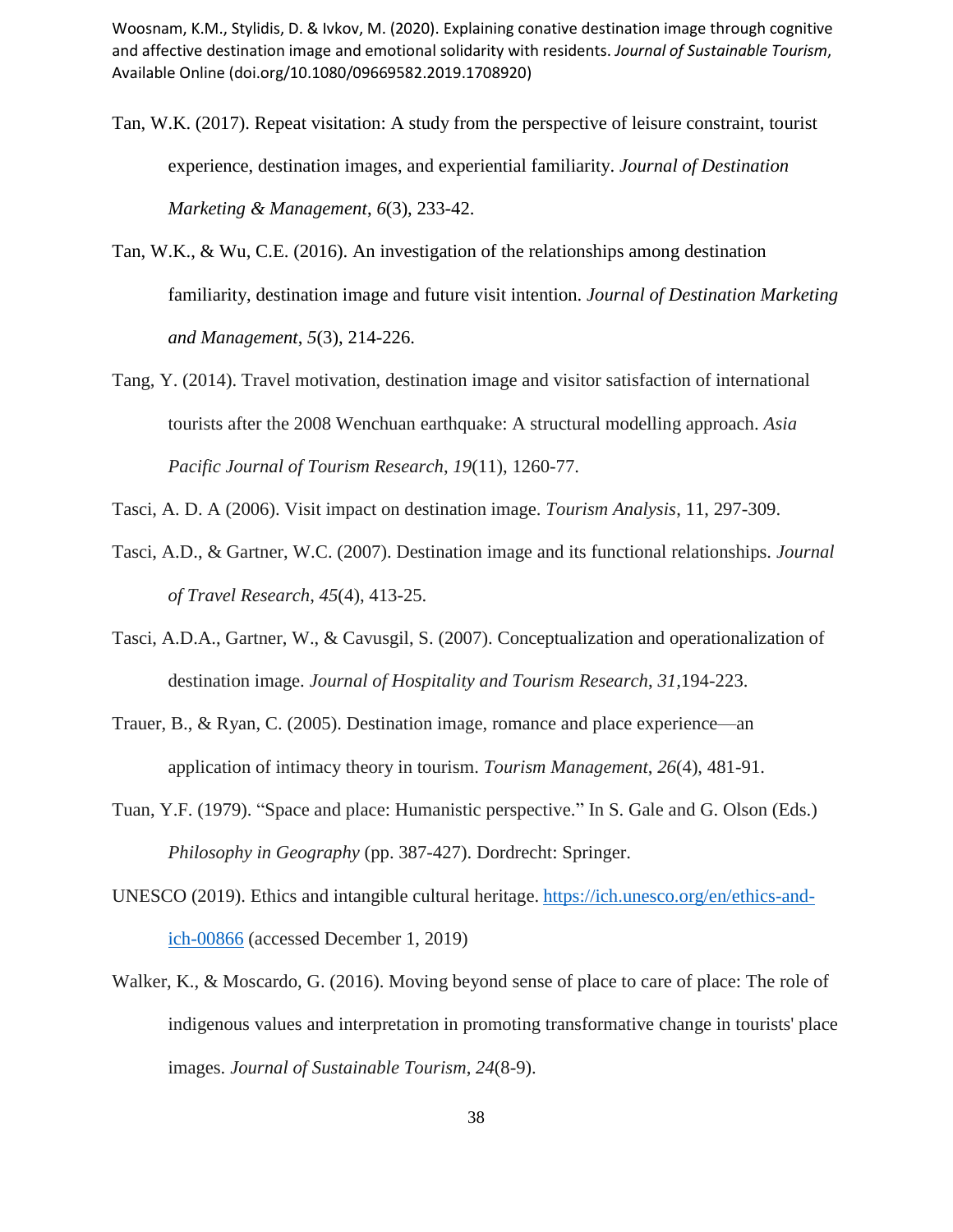Tan, W.K. (2017). Repeat visitation: A study from the perspective of leisure constraint, tourist experience, destination images, and experiential familiarity. *Journal of Destination Marketing & Management*, *6*(3), 233-42.

Tan, W.K., & Wu, C.E. (2016). An investigation of the relationships among destination familiarity, destination image and future visit intention. *Journal of Destination Marketing and Management*, *5*(3), 214-226.

Tang, Y. (2014). Travel motivation, destination image and visitor satisfaction of international tourists after the 2008 Wenchuan earthquake: A structural modelling approach. *Asia Pacific Journal of Tourism Research*, *19*(11), 1260-77.

Tasci, A. D. A (2006). Visit impact on destination image. *Tourism Analysis*, 11, 297-309.

Tasci, A.D., & Gartner, W.C. (2007). Destination image and its functional relationships. *Journal of Travel Research*, *45*(4), 413-25.

Tasci, A.D.A., Gartner, W., & Cavusgil, S. (2007). Conceptualization and operationalization of destination image. *Journal of Hospitality and Tourism Research*, *31*,194-223.

Trauer, B., & Ryan, C. (2005). Destination image, romance and place experience—an application of intimacy theory in tourism. *Tourism Management*, *26*(4), 481-91.

Tuan, Y.F. (1979). "Space and place: Humanistic perspective." In S. Gale and G. Olson (Eds.) *Philosophy in Geography* (pp. 387-427). Dordrecht: Springer.

UNESCO (2019). Ethics and intangible cultural heritage. https://ich.unesco.org/en/ethics-and-ich-00866 (accessed December 1, 2019)

Walker, K., & Moscardo, G. (2016). Moving beyond sense of place to care of place: The role of indigenous values and interpretation in promoting transformative change in tourists' place images. *Journal of Sustainable Tourism*, *24*(8-9).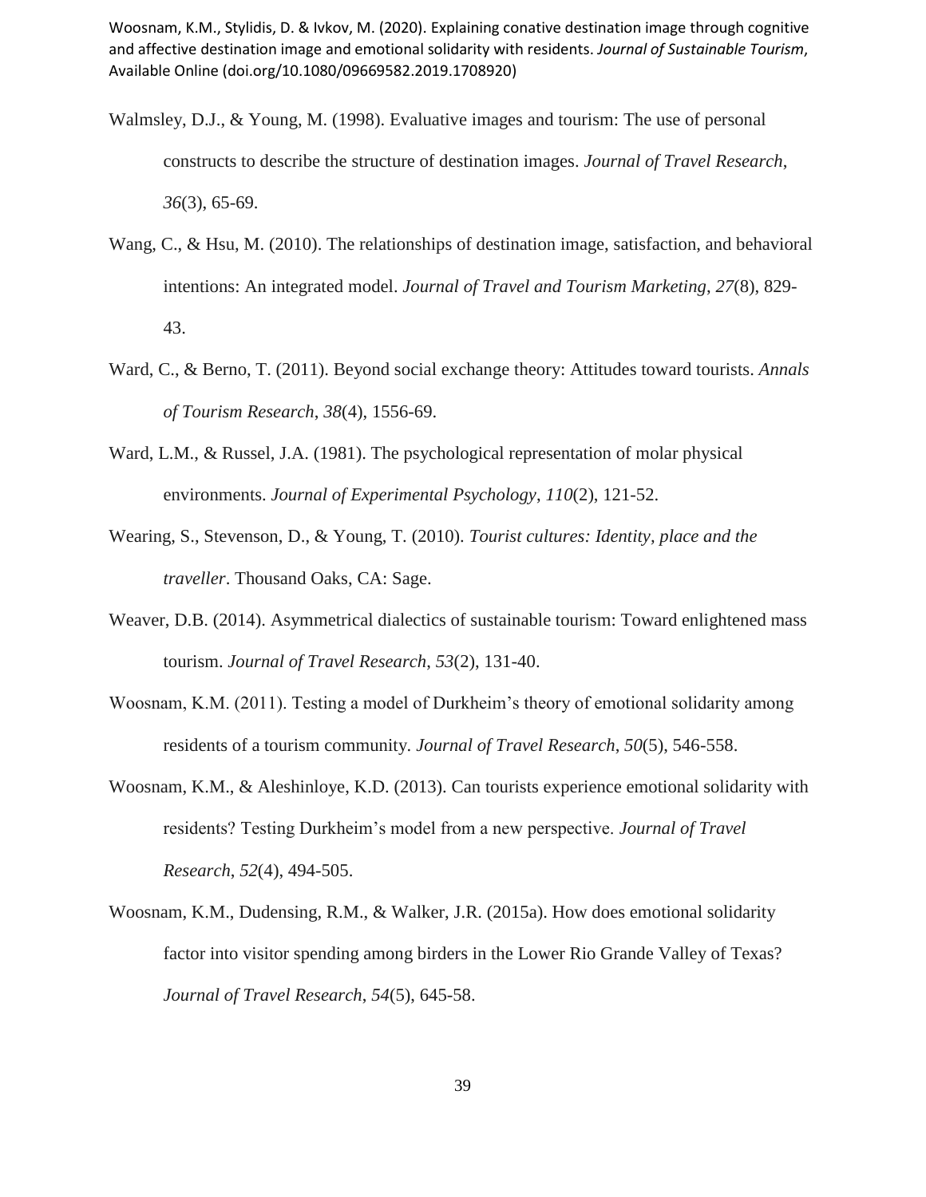Walmsley, D.J., & Young, M. (1998). Evaluative images and tourism: The use of personal constructs to describe the structure of destination images. *Journal of Travel Research*, *36*(3), 65-69.

Wang, C., & Hsu, M. (2010). The relationships of destination image, satisfaction, and behavioral intentions: An integrated model. *Journal of Travel and Tourism Marketing*, *27*(8), 829-43.

Ward, C., & Berno, T. (2011). Beyond social exchange theory: Attitudes toward tourists. *Annals of Tourism Research*, *38*(4), 1556-69.

Ward, L.M., & Russel, J.A. (1981). The psychological representation of molar physical environments. *Journal of Experimental Psychology*, *110*(2), 121-52.

Wearing, S., Stevenson, D., & Young, T. (2010). *Tourist cultures: Identity, place and the traveller*. Thousand Oaks, CA: Sage.

Weaver, D.B. (2014). Asymmetrical dialectics of sustainable tourism: Toward enlightened mass tourism. *Journal of Travel Research*, *53*(2), 131-40.

Woosnam, K.M. (2011). Testing a model of Durkheim's theory of emotional solidarity among residents of a tourism community. *Journal of Travel Research*, *50*(5), 546-558.

Woosnam, K.M., & Aleshinloye, K.D. (2013). Can tourists experience emotional solidarity with residents? Testing Durkheim's model from a new perspective. *Journal of Travel Research*, *52*(4), 494-505.

Woosnam, K.M., Dudensing, R.M., & Walker, J.R. (2015a). How does emotional solidarity factor into visitor spending among birders in the Lower Rio Grande Valley of Texas? *Journal of Travel Research*, *54*(5), 645-58.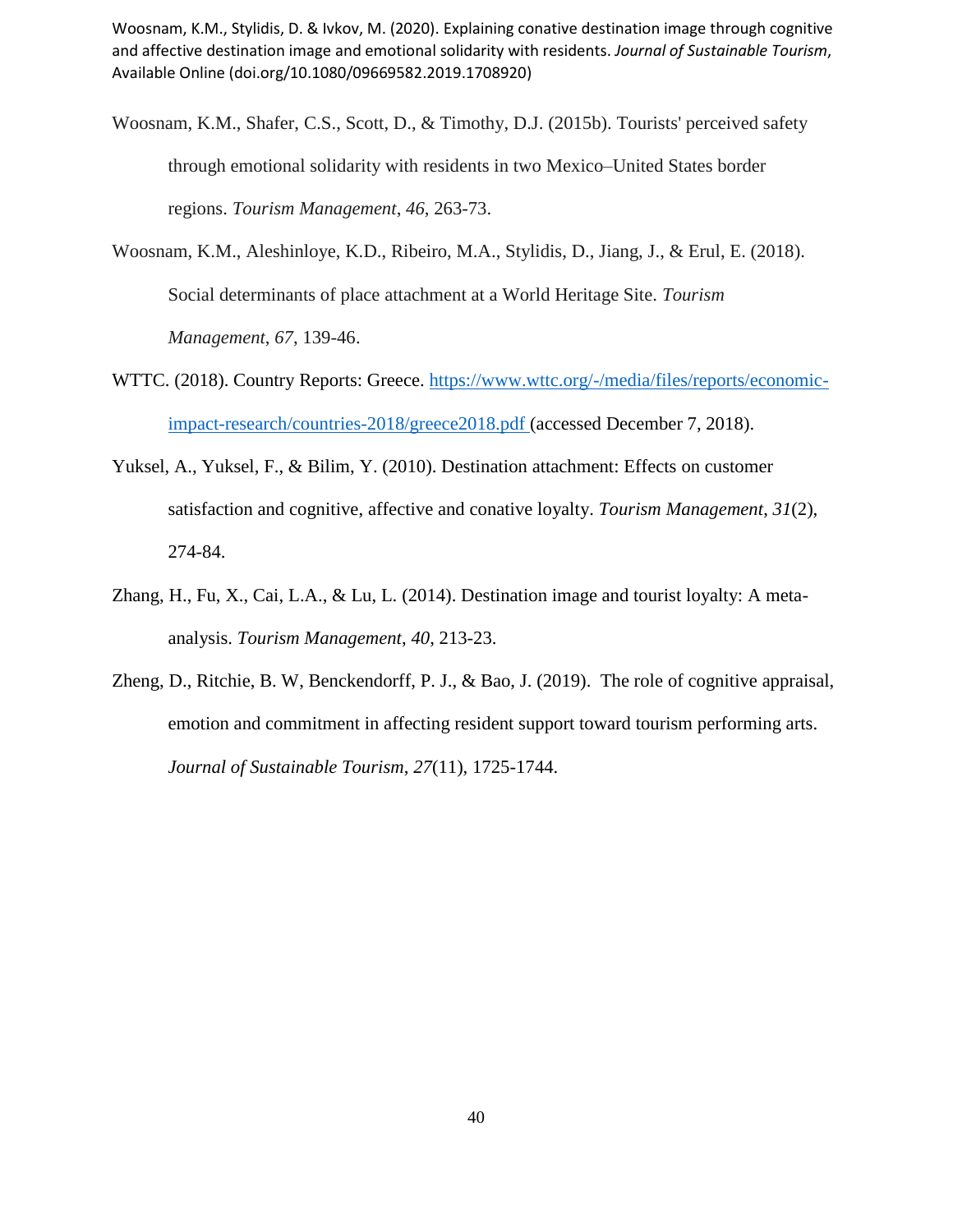Woosnam, K.M., Shafer, C.S., Scott, D., & Timothy, D.J. (2015b). Tourists' perceived safety through emotional solidarity with residents in two Mexico–United States border regions. *Tourism Management*, *46*, 263-73.

Woosnam, K.M., Aleshinloye, K.D., Ribeiro, M.A., Stylidis, D., Jiang, J., & Erul, E. (2018). Social determinants of place attachment at a World Heritage Site. *Tourism Management*, *67*, 139-46.

WTTC. (2018). Country Reports: Greece. https://www.wttc.org/-/media/files/reports/economic-impact-research/countries-2018/greece2018.pdf (accessed December 7, 2018).

Yuksel, A., Yuksel, F., & Bilim, Y. (2010). Destination attachment: Effects on customer satisfaction and cognitive, affective and conative loyalty. *Tourism Management*, *31*(2), 274-84.

Zhang, H., Fu, X., Cai, L.A., & Lu, L. (2014). Destination image and tourist loyalty: A meta-analysis. *Tourism Management*, *40*, 213-23.

Zheng, D., Ritchie, B. W, Benckendorff, P. J., & Bao, J. (2019). The role of cognitive appraisal, emotion and commitment in affecting resident support toward tourism performing arts. *Journal of Sustainable Tourism*, *27*(11), 1725-1744.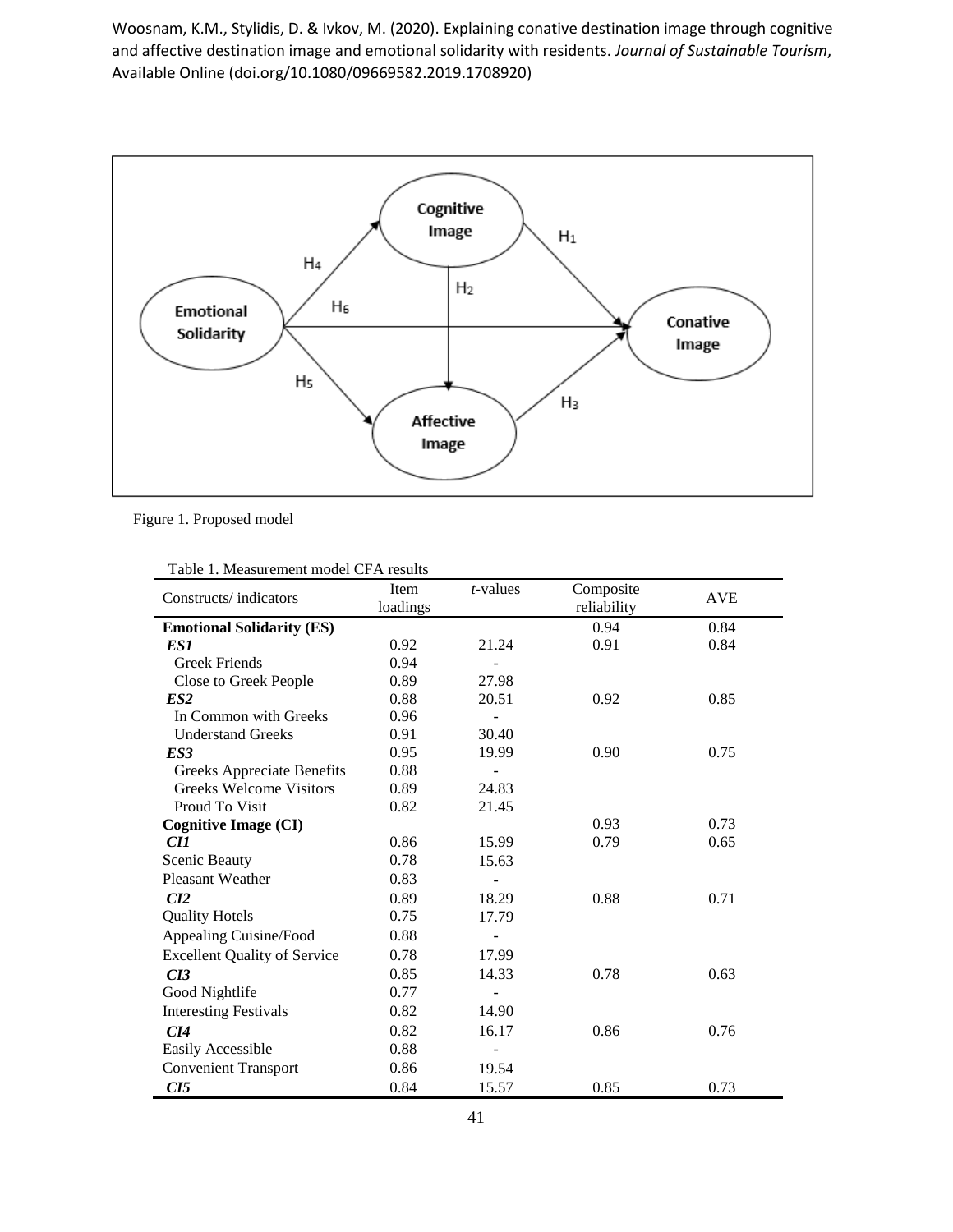Figure 1. Proposed model

Table 1. Measurement model CFA results

| Constructs/ indicators | Item loadings | *t*-values | Composite reliability | AVE |
|---|---|---|---|---|
| **Emotional Solidarity (ES)** | | | 0.94 | 0.84 |
| ***ES1*** | 0.92 | 21.24 | 0.91 | 0.84 |
| Greek Friends | 0.94 | - | | |
| Close to Greek People | 0.89 | 27.98 | | |
| ***ES2*** | 0.88 | 20.51 | 0.92 | 0.85 |
| In Common with Greeks | 0.96 | - | | |
| Understand Greeks | 0.91 | 30.40 | | |
| ***ES3*** | 0.95 | 19.99 | 0.90 | 0.75 |
| Greeks Appreciate Benefits | 0.88 | - | | |
| Greeks Welcome Visitors | 0.89 | 24.83 | | |
| Proud To Visit | 0.82 | 21.45 | | |
| **Cognitive Image (CI)** | | | 0.93 | 0.73 |
| ***CI1*** | 0.86 | 15.99 | 0.79 | 0.65 |
| Scenic Beauty | 0.78 | 15.63 | | |
| Pleasant Weather | 0.83 | - | | |
| ***CI2*** | 0.89 | 18.29 | 0.88 | 0.71 |
| Quality Hotels | 0.75 | 17.79 | | |
| Appealing Cuisine/Food | 0.88 | - | | |
| Excellent Quality of Service | 0.78 | 17.99 | | |
| ***CI3*** | 0.85 | 14.33 | 0.78 | 0.63 |
| Good Nightlife | 0.77 | - | | |
| Interesting Festivals | 0.82 | 14.90 | | |
| ***CI4*** | 0.82 | 16.17 | 0.86 | 0.76 |
| Easily Accessible | 0.88 | - | | |
| Convenient Transport | 0.86 | 19.54 | | |
| ***CI5*** | 0.84 | 15.57 | 0.85 | 0.73 |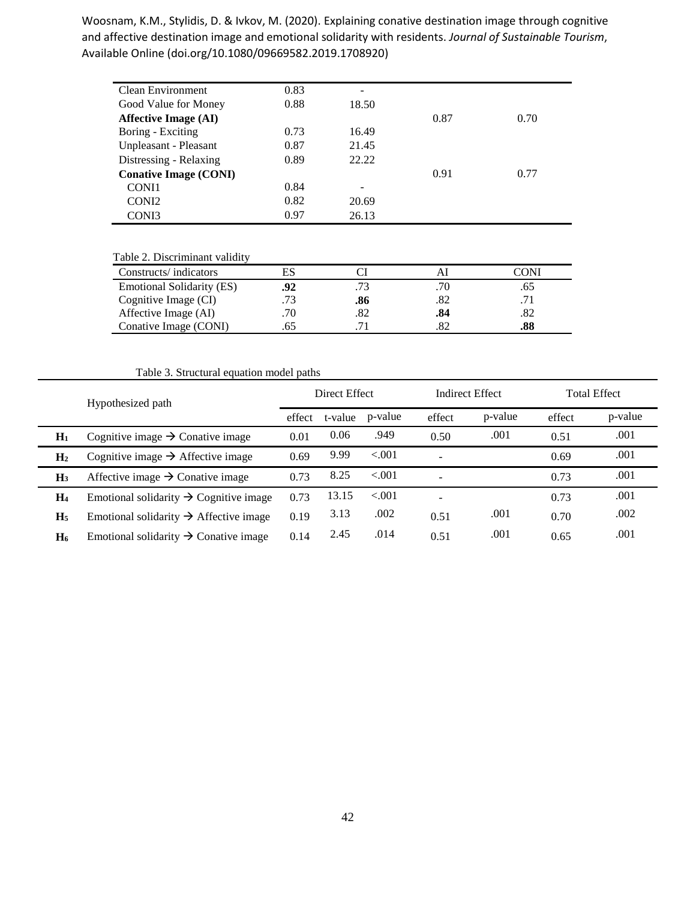Woosnam, K.M., Stylidis, D. & Ivkov, M. (2020). Explaining conative destination image through cognitive and affective destination image and emotional solidarity with residents. *Journal of Sustainable Tourism*, Available Online (doi.org/10.1080/09669582.2019.1708920)

| | | | | |
|---|---|---|---|---|
| Clean Environment | 0.83 | - | | |
| Good Value for Money | 0.88 | 18.50 | | |
| **Affective Image (AI)** | | | 0.87 | 0.70 |
| Boring - Exciting | 0.73 | 16.49 | | |
| Unpleasant - Pleasant | 0.87 | 21.45 | | |
| Distressing - Relaxing | 0.89 | 22.22 | | |
| **Conative Image (CONI)** | | | 0.91 | 0.77 |
| CONI1 | 0.84 | - | | |
| CONI2 | 0.82 | 20.69 | | |
| CONI3 | 0.97 | 26.13 | | |

Table 2. Discriminant validity

| Constructs/ indicators | ES | CI | AI | CONI |
|---|---|---|---|---|
| Emotional Solidarity (ES) | **.92** | .73 | .70 | .65 |
| Cognitive Image (CI) | .73 | **.86** | .82 | .71 |
| Affective Image (AI) | .70 | .82 | **.84** | .82 |
| Conative Image (CONI) | .65 | .71 | .82 | **.88** |

Table 3. Structural equation model paths

| | Hypothesized path | Direct Effect | | | Indirect Effect | | Total Effect | |
|---|---|---|---|---|---|---|---|---|
| | | effect | t-value | p-value | effect | p-value | effect | p-value |
| **$H_1$** | Cognitive image → Conative image | 0.01 | 0.06 | .949 | 0.50 | .001 | 0.51 | .001 |
| **$H_2$** | Cognitive image → Affective image | 0.69 | 9.99 | <.001 | - | | 0.69 | .001 |
| **$H_3$** | Affective image → Conative image | 0.73 | 8.25 | <.001 | - | | 0.73 | .001 |
| **$H_4$** | Emotional solidarity → Cognitive image | 0.73 | 13.15 | <.001 | - | | 0.73 | .001 |
| **$H_5$** | Emotional solidarity → Affective image | 0.19 | 3.13 | .002 | 0.51 | .001 | 0.70 | .002 |
| **$H_6$** | Emotional solidarity → Conative image | 0.14 | 2.45 | .014 | 0.51 | .001 | 0.65 | .001 |